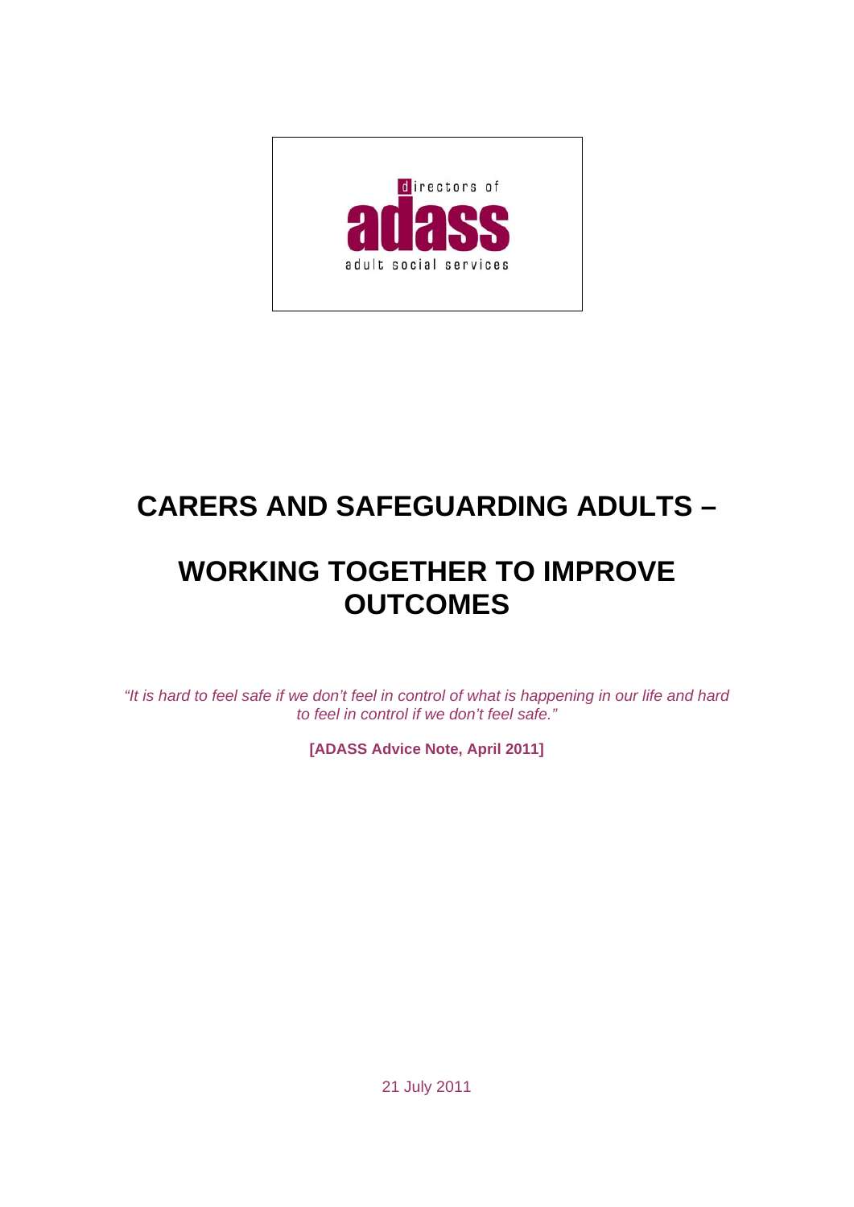directors of

adass

adult social services

# CARERS AND SAFEGUARDING ADULTS –

# WORKING TOGETHER TO IMPROVE OUTCOMES

*"It is hard to feel safe if we don't feel in control of what is happening in our life and hard to feel in control if we don't feel safe."*

**[ADASS Advice Note, April 2011]**

21 July 2011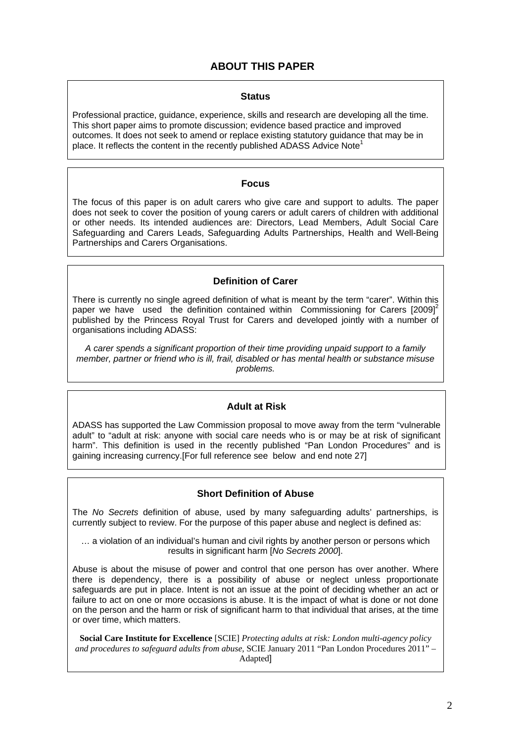## ABOUT THIS PAPER

### Status

Professional practice, guidance, experience, skills and research are developing all the time. This short paper aims to promote discussion; evidence based practice and improved outcomes. It does not seek to amend or replace existing statutory guidance that may be in place. It reflects the content in the recently published ADASS Advice Note[1]

### Focus

The focus of this paper is on adult carers who give care and support to adults. The paper does not seek to cover the position of young carers or adult carers of children with additional or other needs. Its intended audiences are: Directors, Lead Members, Adult Social Care Safeguarding and Carers Leads, Safeguarding Adults Partnerships, Health and Well-Being Partnerships and Carers Organisations.

### Definition of Carer

There is currently no single agreed definition of what is meant by the term "carer". Within this paper we have used the definition contained within Commissioning for Carers [2009][2] published by the Princess Royal Trust for Carers and developed jointly with a number of organisations including ADASS:

*A carer spends a significant proportion of their time providing unpaid support to a family member, partner or friend who is ill, frail, disabled or has mental health or substance misuse problems.*

### Adult at Risk

ADASS has supported the Law Commission proposal to move away from the term "vulnerable adult" to "adult at risk: anyone with social care needs who is or may be at risk of significant harm". This definition is used in the recently published "Pan London Procedures" and is gaining increasing currency.[For full reference see below and end note 27]

### Short Definition of Abuse

The *No Secrets* definition of abuse, used by many safeguarding adults' partnerships, is currently subject to review. For the purpose of this paper abuse and neglect is defined as:

… a violation of an individual's human and civil rights by another person or persons which results in significant harm [*No Secrets 2000*].

Abuse is about the misuse of power and control that one person has over another. Where there is dependency, there is a possibility of abuse or neglect unless proportionate safeguards are put in place. Intent is not an issue at the point of deciding whether an act or failure to act on one or more occasions is abuse. It is the impact of what is done or not done on the person and the harm or risk of significant harm to that individual that arises, at the time or over time, which matters.

**Social Care Institute for Excellence** [SCIE] *Protecting adults at risk: London multi-agency policy and procedures to safeguard adults from abuse*, SCIE January 2011 "Pan London Procedures 2011" – Adapted]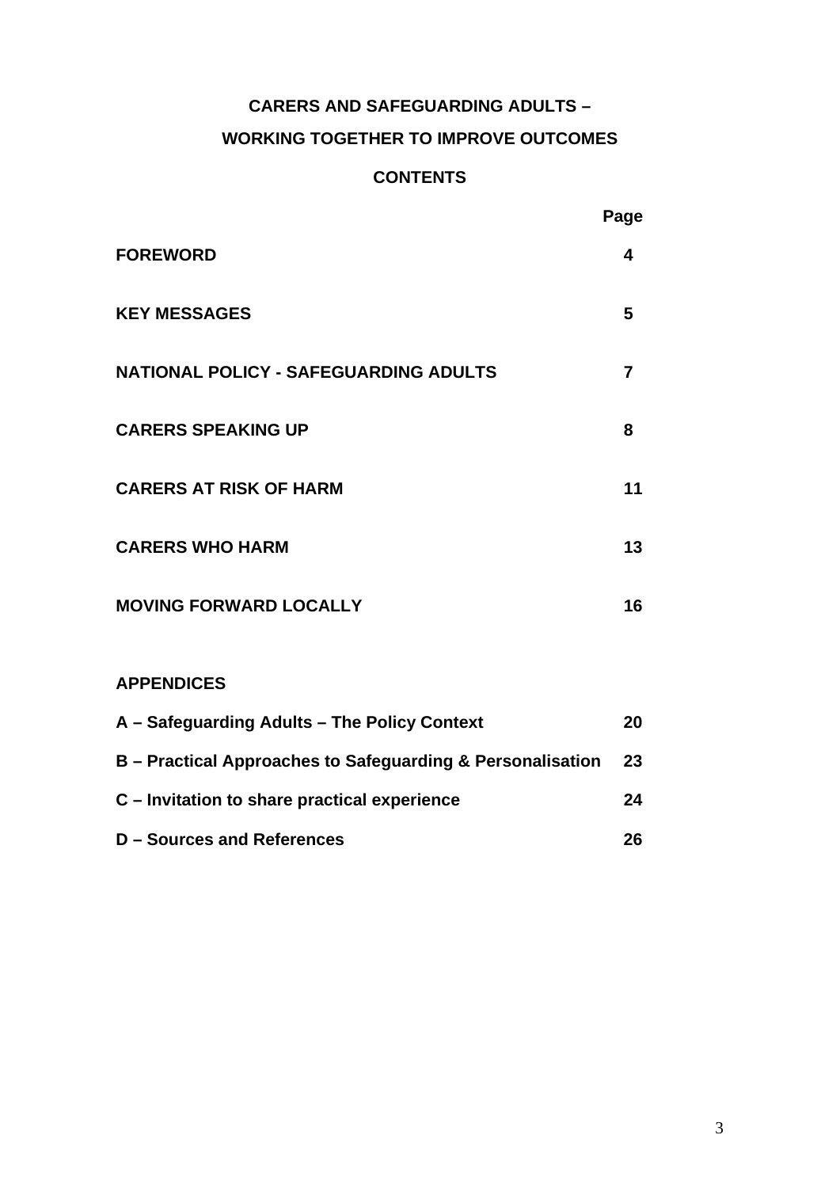# CARERS AND SAFEGUARDING ADULTS – WORKING TOGETHER TO IMPROVE OUTCOMES

## CONTENTS

| | Page |
|---|---|
| **FOREWORD** | **4** |
| **KEY MESSAGES** | **5** |
| **NATIONAL POLICY - SAFEGUARDING ADULTS** | **7** |
| **CARERS SPEAKING UP** | **8** |
| **CARERS AT RISK OF HARM** | **11** |
| **CARERS WHO HARM** | **13** |
| **MOVING FORWARD LOCALLY** | **16** |
| **APPENDICES** | |
| **A – Safeguarding Adults – The Policy Context** | **20** |
| **B – Practical Approaches to Safeguarding & Personalisation** | **23** |
| **C – Invitation to share practical experience** | **24** |
| **D – Sources and References** | **26** |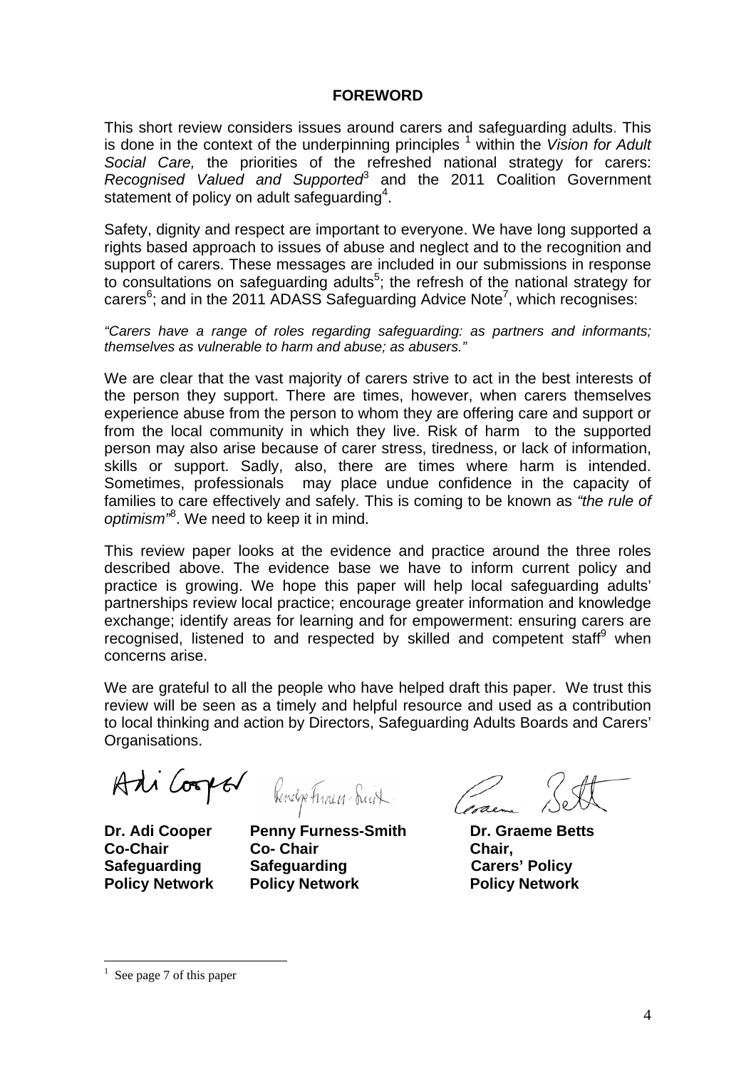## FOREWORD

This short review considers issues around carers and safeguarding adults. This is done in the context of the underpinning principles [1] within the *Vision for Adult Social Care,* the priorities of the refreshed national strategy for carers: *Recognised Valued and Supported*[3] and the 2011 Coalition Government statement of policy on adult safeguarding[4].

Safety, dignity and respect are important to everyone. We have long supported a rights based approach to issues of abuse and neglect and to the recognition and support of carers. These messages are included in our submissions in response to consultations on safeguarding adults[5]; the refresh of the national strategy for carers[6]; and in the 2011 ADASS Safeguarding Advice Note[7], which recognises:

*"Carers have a range of roles regarding safeguarding: as partners and informants; themselves as vulnerable to harm and abuse; as abusers."*

We are clear that the vast majority of carers strive to act in the best interests of the person they support. There are times, however, when carers themselves experience abuse from the person to whom they are offering care and support or from the local community in which they live. Risk of harm to the supported person may also arise because of carer stress, tiredness, or lack of information, skills or support. Sadly, also, there are times where harm is intended. Sometimes, professionals may place undue confidence in the capacity of families to care effectively and safely. This is coming to be known as *"the rule of optimism"*[8]. We need to keep it in mind.

This review paper looks at the evidence and practice around the three roles described above. The evidence base we have to inform current policy and practice is growing. We hope this paper will help local safeguarding adults' partnerships review local practice; encourage greater information and knowledge exchange; identify areas for learning and for empowerment: ensuring carers are recognised, listened to and respected by skilled and competent staff[9] when concerns arise.

We are grateful to all the people who have helped draft this paper. We trust this review will be seen as a timely and helpful resource and used as a contribution to local thinking and action by Directors, Safeguarding Adults Boards and Carers' Organisations.

| **Dr. Adi Cooper** | **Penny Furness-Smith** | **Dr. Graeme Betts** |
|---|---|---|
| **Co-Chair** | **Co- Chair** | **Chair,** |
| **Safeguarding** | **Safeguarding** | **Carers' Policy** |
| **Policy Network** | **Policy Network** | **Policy Network** |

[1] See page 7 of this paper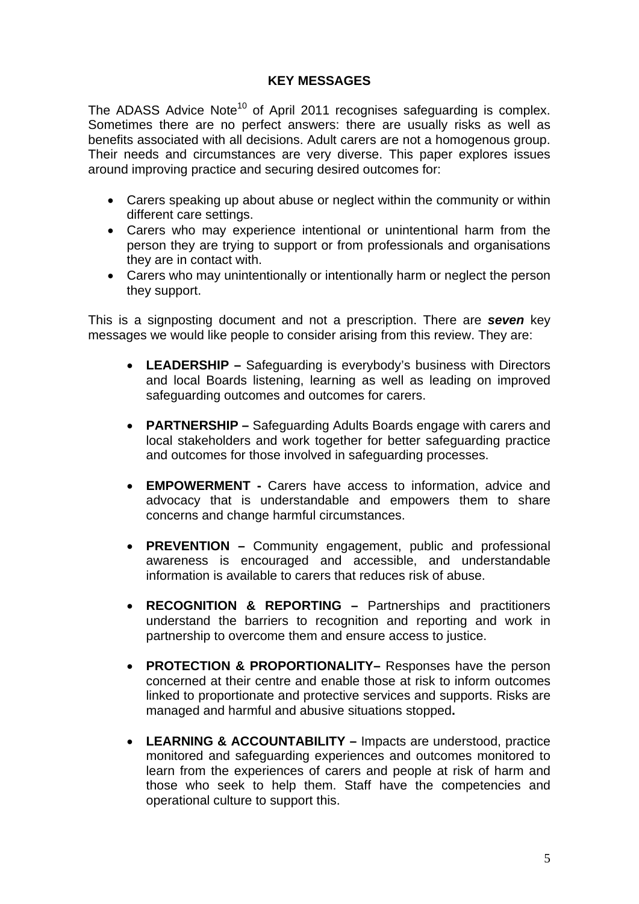## KEY MESSAGES

The ADASS Advice Note[10] of April 2011 recognises safeguarding is complex. Sometimes there are no perfect answers: there are usually risks as well as benefits associated with all decisions. Adult carers are not a homogenous group. Their needs and circumstances are very diverse. This paper explores issues around improving practice and securing desired outcomes for:

- Carers speaking up about abuse or neglect within the community or within different care settings.
- Carers who may experience intentional or unintentional harm from the person they are trying to support or from professionals and organisations they are in contact with.
- Carers who may unintentionally or intentionally harm or neglect the person they support.

This is a signposting document and not a prescription. There are ***seven*** key messages we would like people to consider arising from this review. They are:

- **LEADERSHIP –** Safeguarding is everybody's business with Directors and local Boards listening, learning as well as leading on improved safeguarding outcomes and outcomes for carers.

- **PARTNERSHIP –** Safeguarding Adults Boards engage with carers and local stakeholders and work together for better safeguarding practice and outcomes for those involved in safeguarding processes.

- **EMPOWERMENT -** Carers have access to information, advice and advocacy that is understandable and empowers them to share concerns and change harmful circumstances.

- **PREVENTION –** Community engagement, public and professional awareness is encouraged and accessible, and understandable information is available to carers that reduces risk of abuse.

- **RECOGNITION & REPORTING –** Partnerships and practitioners understand the barriers to recognition and reporting and work in partnership to overcome them and ensure access to justice.

- **PROTECTION & PROPORTIONALITY–** Responses have the person concerned at their centre and enable those at risk to inform outcomes linked to proportionate and protective services and supports. Risks are managed and harmful and abusive situations stopped**.**

- **LEARNING & ACCOUNTABILITY –** Impacts are understood, practice monitored and safeguarding experiences and outcomes monitored to learn from the experiences of carers and people at risk of harm and those who seek to help them. Staff have the competencies and operational culture to support this.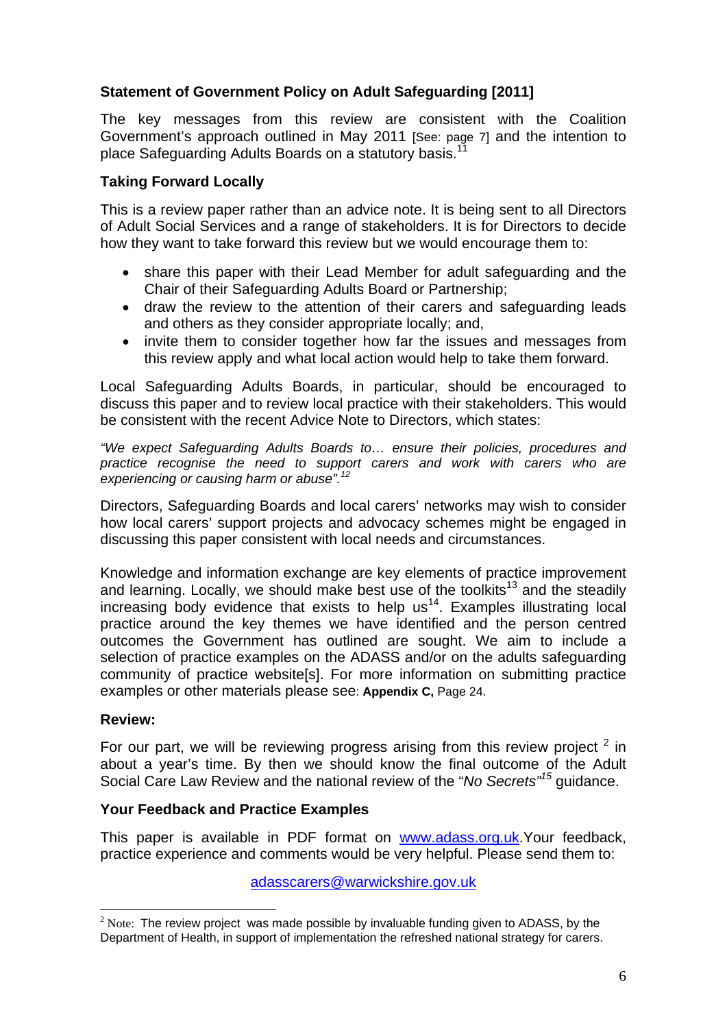### Statement of Government Policy on Adult Safeguarding [2011]

The key messages from this review are consistent with the Coalition Government's approach outlined in May 2011 [See: page 7] and the intention to place Safeguarding Adults Boards on a statutory basis.[11]

### Taking Forward Locally

This is a review paper rather than an advice note. It is being sent to all Directors of Adult Social Services and a range of stakeholders. It is for Directors to decide how they want to take forward this review but we would encourage them to:

- share this paper with their Lead Member for adult safeguarding and the Chair of their Safeguarding Adults Board or Partnership;
- draw the review to the attention of their carers and safeguarding leads and others as they consider appropriate locally; and,
- invite them to consider together how far the issues and messages from this review apply and what local action would help to take them forward.

Local Safeguarding Adults Boards, in particular, should be encouraged to discuss this paper and to review local practice with their stakeholders. This would be consistent with the recent Advice Note to Directors, which states:

*"We expect Safeguarding Adults Boards to… ensure their policies, procedures and practice recognise the need to support carers and work with carers who are experiencing or causing harm or abuse".*[12]

Directors, Safeguarding Boards and local carers' networks may wish to consider how local carers' support projects and advocacy schemes might be engaged in discussing this paper consistent with local needs and circumstances.

Knowledge and information exchange are key elements of practice improvement and learning. Locally, we should make best use of the toolkits[13] and the steadily increasing body evidence that exists to help us[14]. Examples illustrating local practice around the key themes we have identified and the person centred outcomes the Government has outlined are sought. We aim to include a selection of practice examples on the ADASS and/or on the adults safeguarding community of practice website[s]. For more information on submitting practice examples or other materials please see: **Appendix C,** Page 24.

### Review:

For our part, we will be reviewing progress arising from this review project [2] in about a year's time. By then we should know the final outcome of the Adult Social Care Law Review and the national review of the "*No Secrets*"[15] guidance.

### Your Feedback and Practice Examples

This paper is available in PDF format on www.adass.org.uk.Your feedback, practice experience and comments would be very helpful. Please send them to:

adasscarers@warwickshire.gov.uk

---

[2] Note: The review project was made possible by invaluable funding given to ADASS, by the Department of Health, in support of implementation the refreshed national strategy for carers.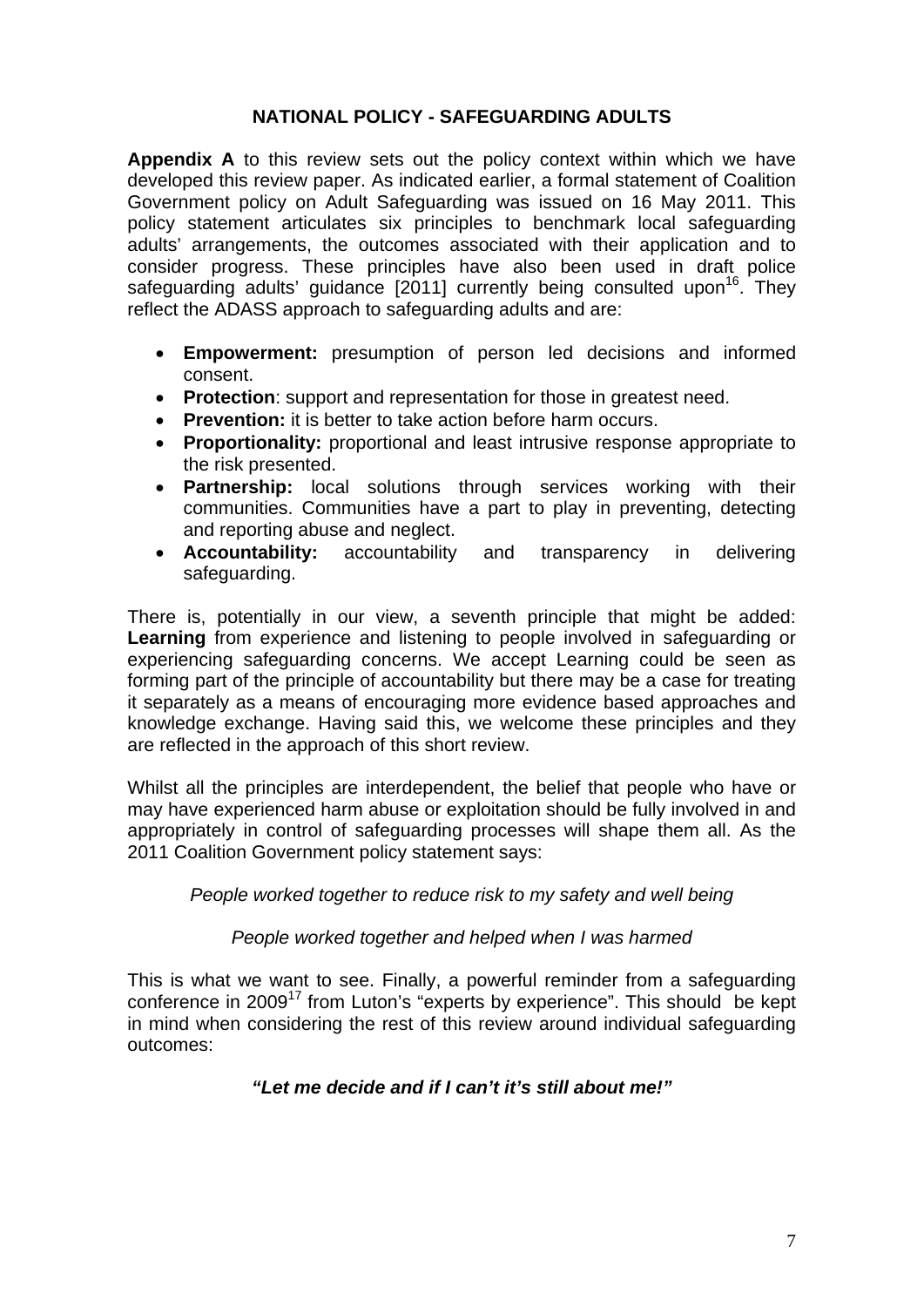## NATIONAL POLICY - SAFEGUARDING ADULTS

**Appendix A** to this review sets out the policy context within which we have developed this review paper. As indicated earlier, a formal statement of Coalition Government policy on Adult Safeguarding was issued on 16 May 2011. This policy statement articulates six principles to benchmark local safeguarding adults' arrangements, the outcomes associated with their application and to consider progress. These principles have also been used in draft police safeguarding adults' guidance [2011] currently being consulted upon[16]. They reflect the ADASS approach to safeguarding adults and are:

- **Empowerment:** presumption of person led decisions and informed consent.
- **Protection**: support and representation for those in greatest need.
- **Prevention:** it is better to take action before harm occurs.
- **Proportionality:** proportional and least intrusive response appropriate to the risk presented.
- **Partnership:** local solutions through services working with their communities. Communities have a part to play in preventing, detecting and reporting abuse and neglect.
- **Accountability:** accountability and transparency in delivering safeguarding.

There is, potentially in our view, a seventh principle that might be added: **Learning** from experience and listening to people involved in safeguarding or experiencing safeguarding concerns. We accept Learning could be seen as forming part of the principle of accountability but there may be a case for treating it separately as a means of encouraging more evidence based approaches and knowledge exchange. Having said this, we welcome these principles and they are reflected in the approach of this short review.

Whilst all the principles are interdependent, the belief that people who have or may have experienced harm abuse or exploitation should be fully involved in and appropriately in control of safeguarding processes will shape them all. As the 2011 Coalition Government policy statement says:

*People worked together to reduce risk to my safety and well being*

*People worked together and helped when I was harmed*

This is what we want to see. Finally, a powerful reminder from a safeguarding conference in 2009[17] from Luton's "experts by experience". This should be kept in mind when considering the rest of this review around individual safeguarding outcomes:

***"Let me decide and if I can't it's still about me!"***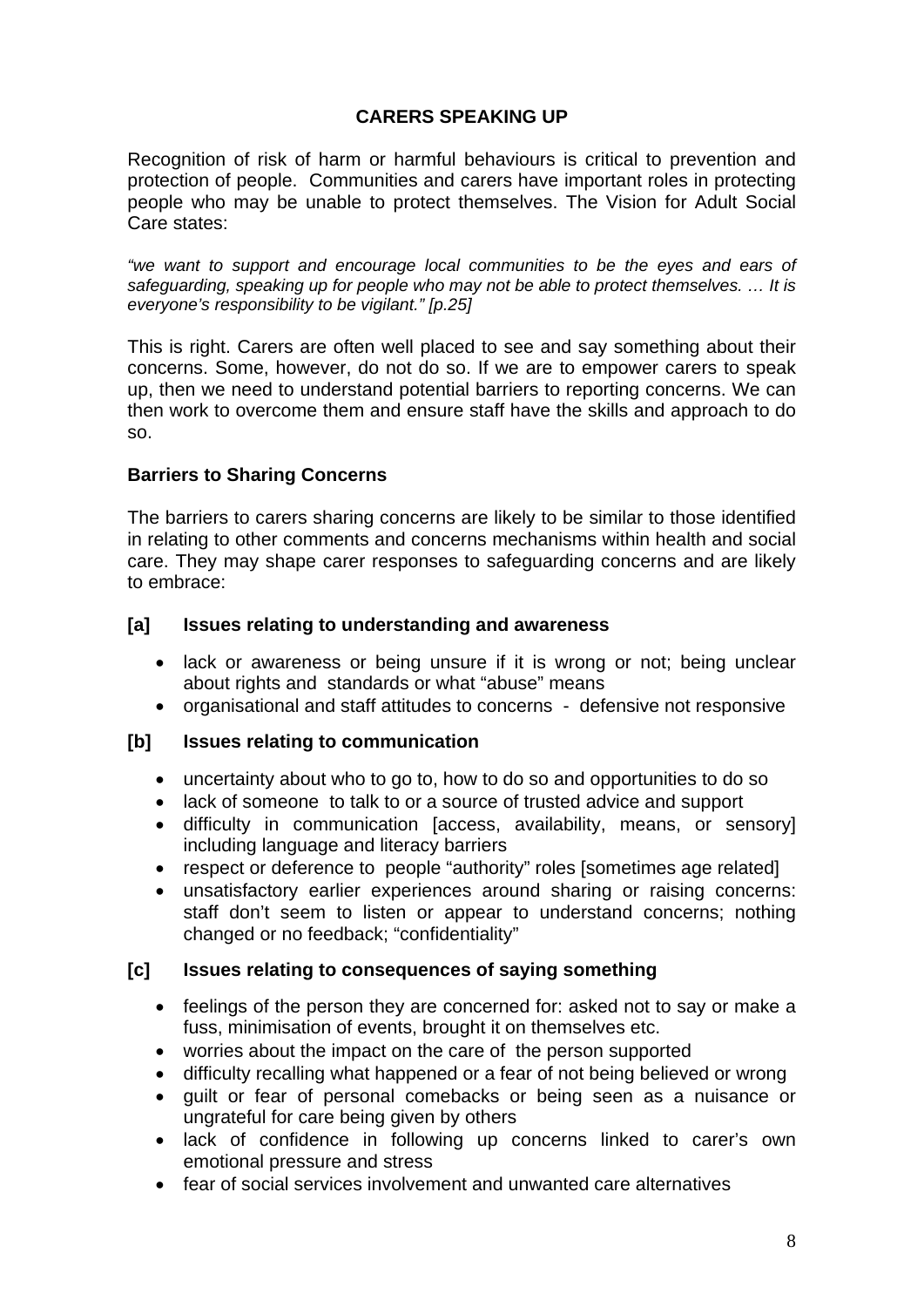## CARERS SPEAKING UP

Recognition of risk of harm or harmful behaviours is critical to prevention and protection of people. Communities and carers have important roles in protecting people who may be unable to protect themselves. The Vision for Adult Social Care states:

*"we want to support and encourage local communities to be the eyes and ears of safeguarding, speaking up for people who may not be able to protect themselves. … It is everyone's responsibility to be vigilant." [p.25]*

This is right. Carers are often well placed to see and say something about their concerns. Some, however, do not do so. If we are to empower carers to speak up, then we need to understand potential barriers to reporting concerns. We can then work to overcome them and ensure staff have the skills and approach to do so.

### Barriers to Sharing Concerns

The barriers to carers sharing concerns are likely to be similar to those identified in relating to other comments and concerns mechanisms within health and social care. They may shape carer responses to safeguarding concerns and are likely to embrace:

**[a] Issues relating to understanding and awareness**

- lack or awareness or being unsure if it is wrong or not; being unclear about rights and standards or what "abuse" means
- organisational and staff attitudes to concerns - defensive not responsive

**[b] Issues relating to communication**

- uncertainty about who to go to, how to do so and opportunities to do so
- lack of someone to talk to or a source of trusted advice and support
- difficulty in communication [access, availability, means, or sensory] including language and literacy barriers
- respect or deference to people "authority" roles [sometimes age related]
- unsatisfactory earlier experiences around sharing or raising concerns: staff don't seem to listen or appear to understand concerns; nothing changed or no feedback; "confidentiality"

**[c] Issues relating to consequences of saying something**

- feelings of the person they are concerned for: asked not to say or make a fuss, minimisation of events, brought it on themselves etc.
- worries about the impact on the care of the person supported
- difficulty recalling what happened or a fear of not being believed or wrong
- guilt or fear of personal comebacks or being seen as a nuisance or ungrateful for care being given by others
- lack of confidence in following up concerns linked to carer's own emotional pressure and stress
- fear of social services involvement and unwanted care alternatives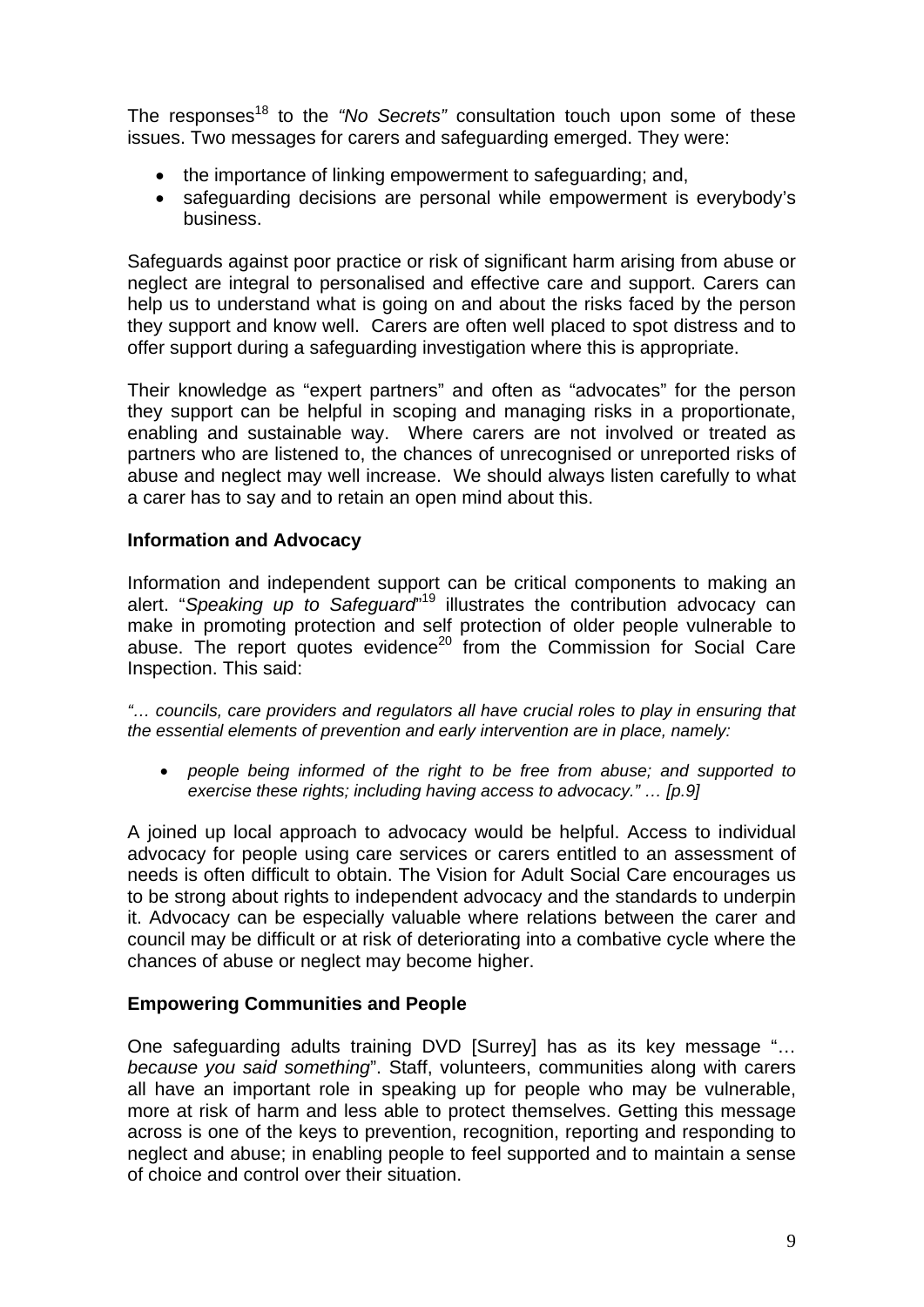The responses[18] to the *"No Secrets"* consultation touch upon some of these issues. Two messages for carers and safeguarding emerged. They were:

- the importance of linking empowerment to safeguarding; and,
- safeguarding decisions are personal while empowerment is everybody's business.

Safeguards against poor practice or risk of significant harm arising from abuse or neglect are integral to personalised and effective care and support. Carers can help us to understand what is going on and about the risks faced by the person they support and know well. Carers are often well placed to spot distress and to offer support during a safeguarding investigation where this is appropriate.

Their knowledge as "expert partners" and often as "advocates" for the person they support can be helpful in scoping and managing risks in a proportionate, enabling and sustainable way. Where carers are not involved or treated as partners who are listened to, the chances of unrecognised or unreported risks of abuse and neglect may well increase. We should always listen carefully to what a carer has to say and to retain an open mind about this.

**Information and Advocacy**

Information and independent support can be critical components to making an alert. "*Speaking up to Safeguard*"[19] illustrates the contribution advocacy can make in promoting protection and self protection of older people vulnerable to abuse. The report quotes evidence[20] from the Commission for Social Care Inspection. This said:

*"… councils, care providers and regulators all have crucial roles to play in ensuring that the essential elements of prevention and early intervention are in place, namely:*

- *people being informed of the right to be free from abuse; and supported to exercise these rights; including having access to advocacy." … [p.9]*

A joined up local approach to advocacy would be helpful. Access to individual advocacy for people using care services or carers entitled to an assessment of needs is often difficult to obtain. The Vision for Adult Social Care encourages us to be strong about rights to independent advocacy and the standards to underpin it. Advocacy can be especially valuable where relations between the carer and council may be difficult or at risk of deteriorating into a combative cycle where the chances of abuse or neglect may become higher.

**Empowering Communities and People**

One safeguarding adults training DVD [Surrey] has as its key message "… *because you said something*". Staff, volunteers, communities along with carers all have an important role in speaking up for people who may be vulnerable, more at risk of harm and less able to protect themselves. Getting this message across is one of the keys to prevention, recognition, reporting and responding to neglect and abuse; in enabling people to feel supported and to maintain a sense of choice and control over their situation.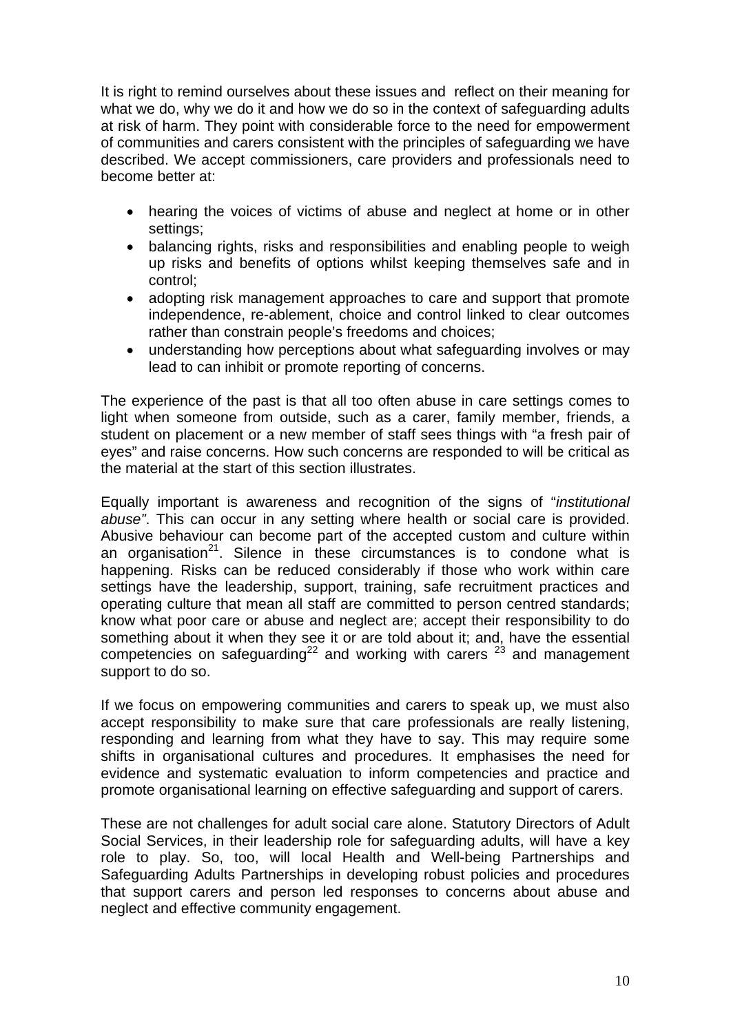It is right to remind ourselves about these issues and reflect on their meaning for what we do, why we do it and how we do so in the context of safeguarding adults at risk of harm. They point with considerable force to the need for empowerment of communities and carers consistent with the principles of safeguarding we have described. We accept commissioners, care providers and professionals need to become better at:

- hearing the voices of victims of abuse and neglect at home or in other settings;
- balancing rights, risks and responsibilities and enabling people to weigh up risks and benefits of options whilst keeping themselves safe and in control;
- adopting risk management approaches to care and support that promote independence, re-ablement, choice and control linked to clear outcomes rather than constrain people's freedoms and choices;
- understanding how perceptions about what safeguarding involves or may lead to can inhibit or promote reporting of concerns.

The experience of the past is that all too often abuse in care settings comes to light when someone from outside, such as a carer, family member, friends, a student on placement or a new member of staff sees things with "a fresh pair of eyes" and raise concerns. How such concerns are responded to will be critical as the material at the start of this section illustrates.

Equally important is awareness and recognition of the signs of "*institutional abuse"*. This can occur in any setting where health or social care is provided. Abusive behaviour can become part of the accepted custom and culture within an organisation[21]. Silence in these circumstances is to condone what is happening. Risks can be reduced considerably if those who work within care settings have the leadership, support, training, safe recruitment practices and operating culture that mean all staff are committed to person centred standards; know what poor care or abuse and neglect are; accept their responsibility to do something about it when they see it or are told about it; and, have the essential competencies on safeguarding[22] and working with carers [23] and management support to do so.

If we focus on empowering communities and carers to speak up, we must also accept responsibility to make sure that care professionals are really listening, responding and learning from what they have to say. This may require some shifts in organisational cultures and procedures. It emphasises the need for evidence and systematic evaluation to inform competencies and practice and promote organisational learning on effective safeguarding and support of carers.

These are not challenges for adult social care alone. Statutory Directors of Adult Social Services, in their leadership role for safeguarding adults, will have a key role to play. So, too, will local Health and Well-being Partnerships and Safeguarding Adults Partnerships in developing robust policies and procedures that support carers and person led responses to concerns about abuse and neglect and effective community engagement.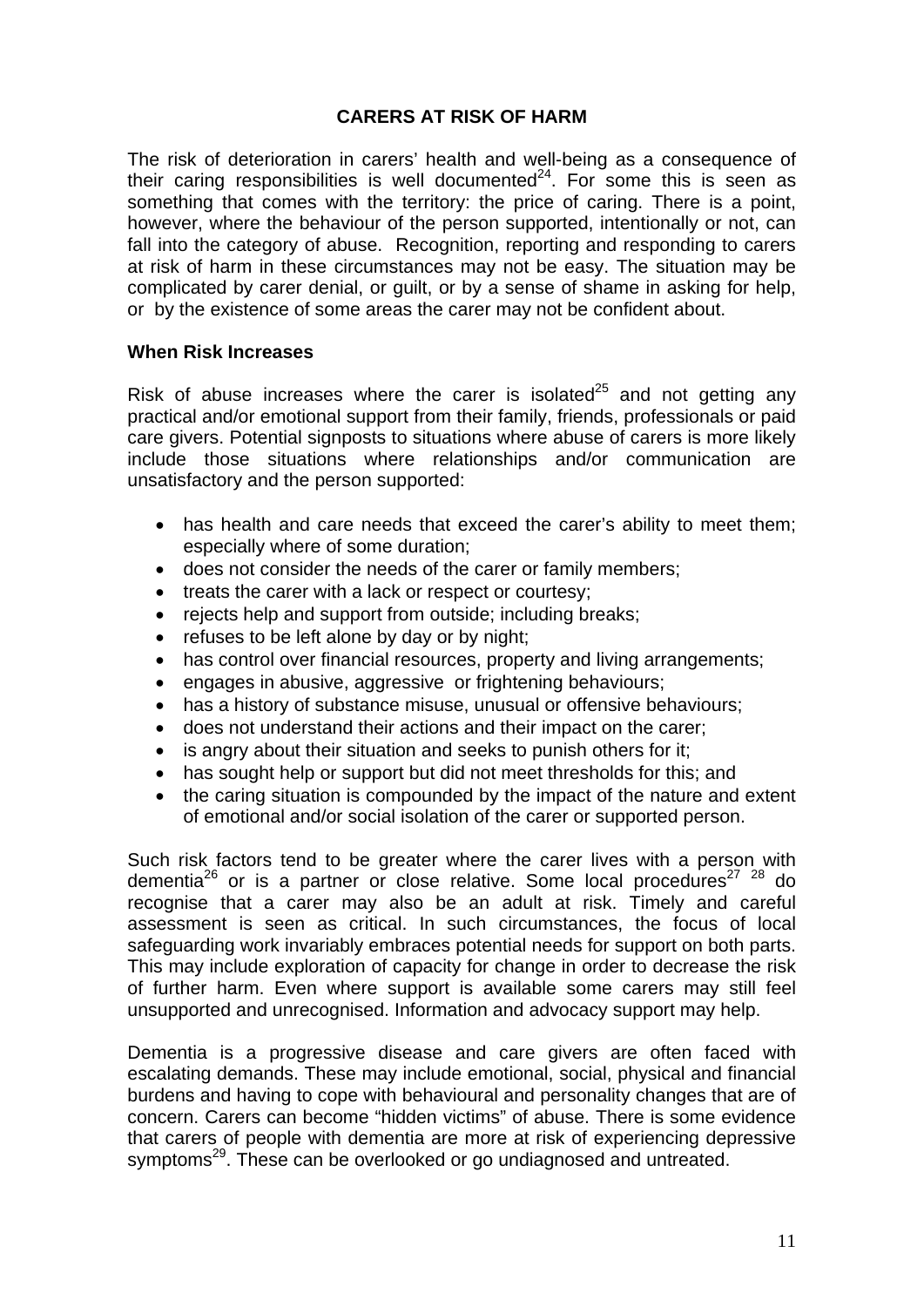## CARERS AT RISK OF HARM

The risk of deterioration in carers' health and well-being as a consequence of their caring responsibilities is well documented[24]. For some this is seen as something that comes with the territory: the price of caring. There is a point, however, where the behaviour of the person supported, intentionally or not, can fall into the category of abuse. Recognition, reporting and responding to carers at risk of harm in these circumstances may not be easy. The situation may be complicated by carer denial, or guilt, or by a sense of shame in asking for help, or by the existence of some areas the carer may not be confident about.

### When Risk Increases

Risk of abuse increases where the carer is isolated[25] and not getting any practical and/or emotional support from their family, friends, professionals or paid care givers. Potential signposts to situations where abuse of carers is more likely include those situations where relationships and/or communication are unsatisfactory and the person supported:

- has health and care needs that exceed the carer's ability to meet them; especially where of some duration;
- does not consider the needs of the carer or family members;
- treats the carer with a lack or respect or courtesy;
- rejects help and support from outside; including breaks;
- refuses to be left alone by day or by night;
- has control over financial resources, property and living arrangements;
- engages in abusive, aggressive or frightening behaviours;
- has a history of substance misuse, unusual or offensive behaviours;
- does not understand their actions and their impact on the carer;
- is angry about their situation and seeks to punish others for it;
- has sought help or support but did not meet thresholds for this; and
- the caring situation is compounded by the impact of the nature and extent of emotional and/or social isolation of the carer or supported person.

Such risk factors tend to be greater where the carer lives with a person with dementia[26] or is a partner or close relative. Some local procedures[27] [28] do recognise that a carer may also be an adult at risk. Timely and careful assessment is seen as critical. In such circumstances, the focus of local safeguarding work invariably embraces potential needs for support on both parts. This may include exploration of capacity for change in order to decrease the risk of further harm. Even where support is available some carers may still feel unsupported and unrecognised. Information and advocacy support may help.

Dementia is a progressive disease and care givers are often faced with escalating demands. These may include emotional, social, physical and financial burdens and having to cope with behavioural and personality changes that are of concern. Carers can become "hidden victims" of abuse. There is some evidence that carers of people with dementia are more at risk of experiencing depressive symptoms[29]. These can be overlooked or go undiagnosed and untreated.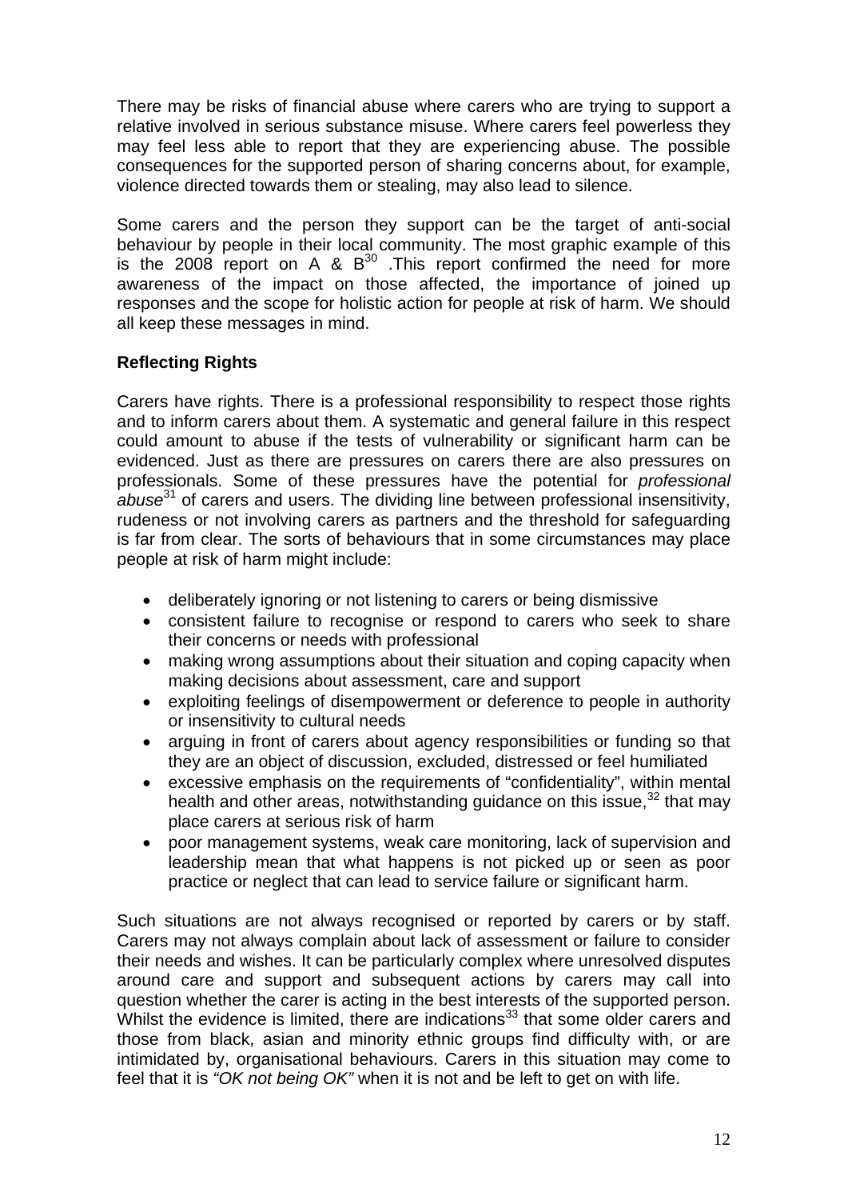There may be risks of financial abuse where carers who are trying to support a relative involved in serious substance misuse. Where carers feel powerless they may feel less able to report that they are experiencing abuse. The possible consequences for the supported person of sharing concerns about, for example, violence directed towards them or stealing, may also lead to silence.

Some carers and the person they support can be the target of anti-social behaviour by people in their local community. The most graphic example of this is the 2008 report on A & B[30] .This report confirmed the need for more awareness of the impact on those affected, the importance of joined up responses and the scope for holistic action for people at risk of harm. We should all keep these messages in mind.

**Reflecting Rights**

Carers have rights. There is a professional responsibility to respect those rights and to inform carers about them. A systematic and general failure in this respect could amount to abuse if the tests of vulnerability or significant harm can be evidenced. Just as there are pressures on carers there are also pressures on professionals. Some of these pressures have the potential for *professional abuse*[31] of carers and users. The dividing line between professional insensitivity, rudeness or not involving carers as partners and the threshold for safeguarding is far from clear. The sorts of behaviours that in some circumstances may place people at risk of harm might include:

- deliberately ignoring or not listening to carers or being dismissive
- consistent failure to recognise or respond to carers who seek to share their concerns or needs with professional
- making wrong assumptions about their situation and coping capacity when making decisions about assessment, care and support
- exploiting feelings of disempowerment or deference to people in authority or insensitivity to cultural needs
- arguing in front of carers about agency responsibilities or funding so that they are an object of discussion, excluded, distressed or feel humiliated
- excessive emphasis on the requirements of "confidentiality", within mental health and other areas, notwithstanding guidance on this issue,[32] that may place carers at serious risk of harm
- poor management systems, weak care monitoring, lack of supervision and leadership mean that what happens is not picked up or seen as poor practice or neglect that can lead to service failure or significant harm.

Such situations are not always recognised or reported by carers or by staff. Carers may not always complain about lack of assessment or failure to consider their needs and wishes. It can be particularly complex where unresolved disputes around care and support and subsequent actions by carers may call into question whether the carer is acting in the best interests of the supported person. Whilst the evidence is limited, there are indications[33] that some older carers and those from black, asian and minority ethnic groups find difficulty with, or are intimidated by, organisational behaviours. Carers in this situation may come to feel that it is *"OK not being OK"* when it is not and be left to get on with life.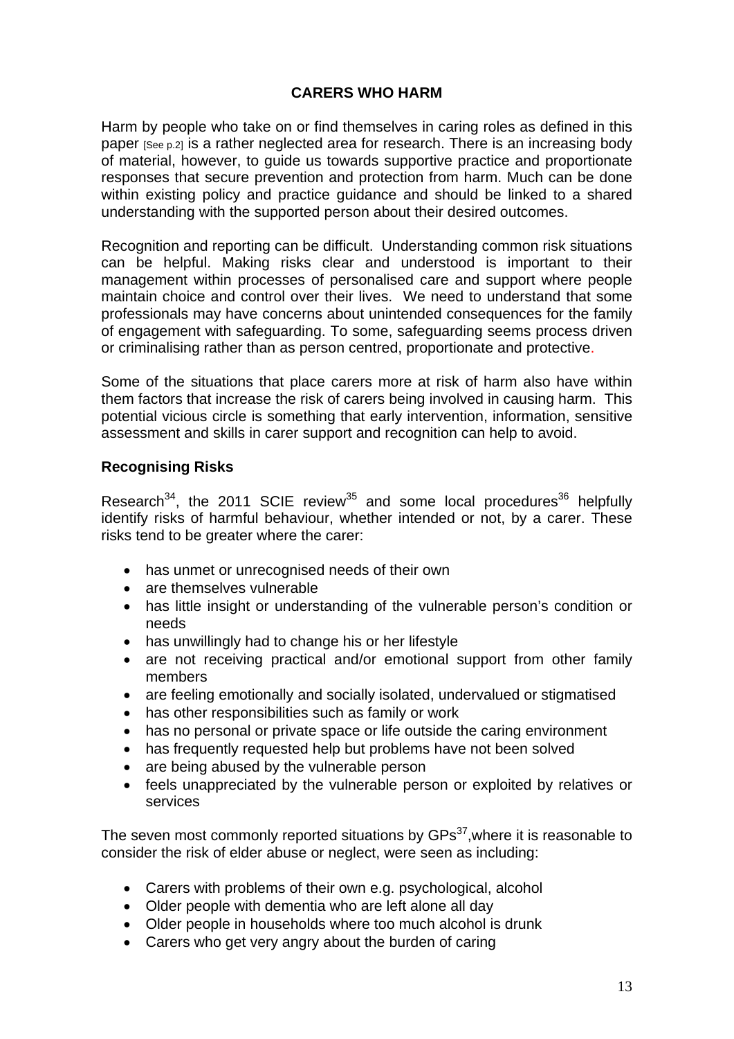# CARERS WHO HARM

Harm by people who take on or find themselves in caring roles as defined in this paper [See p.2] is a rather neglected area for research. There is an increasing body of material, however, to guide us towards supportive practice and proportionate responses that secure prevention and protection from harm. Much can be done within existing policy and practice guidance and should be linked to a shared understanding with the supported person about their desired outcomes.

Recognition and reporting can be difficult. Understanding common risk situations can be helpful. Making risks clear and understood is important to their management within processes of personalised care and support where people maintain choice and control over their lives. We need to understand that some professionals may have concerns about unintended consequences for the family of engagement with safeguarding. To some, safeguarding seems process driven or criminalising rather than as person centred, proportionate and protective.

Some of the situations that place carers more at risk of harm also have within them factors that increase the risk of carers being involved in causing harm. This potential vicious circle is something that early intervention, information, sensitive assessment and skills in carer support and recognition can help to avoid.

## Recognising Risks

Research[34], the 2011 SCIE review[35] and some local procedures[36] helpfully identify risks of harmful behaviour, whether intended or not, by a carer. These risks tend to be greater where the carer:

- has unmet or unrecognised needs of their own
- are themselves vulnerable
- has little insight or understanding of the vulnerable person's condition or needs
- has unwillingly had to change his or her lifestyle
- are not receiving practical and/or emotional support from other family members
- are feeling emotionally and socially isolated, undervalued or stigmatised
- has other responsibilities such as family or work
- has no personal or private space or life outside the caring environment
- has frequently requested help but problems have not been solved
- are being abused by the vulnerable person
- feels unappreciated by the vulnerable person or exploited by relatives or services

The seven most commonly reported situations by GPs[37],where it is reasonable to consider the risk of elder abuse or neglect, were seen as including:

- Carers with problems of their own e.g. psychological, alcohol
- Older people with dementia who are left alone all day
- Older people in households where too much alcohol is drunk
- Carers who get very angry about the burden of caring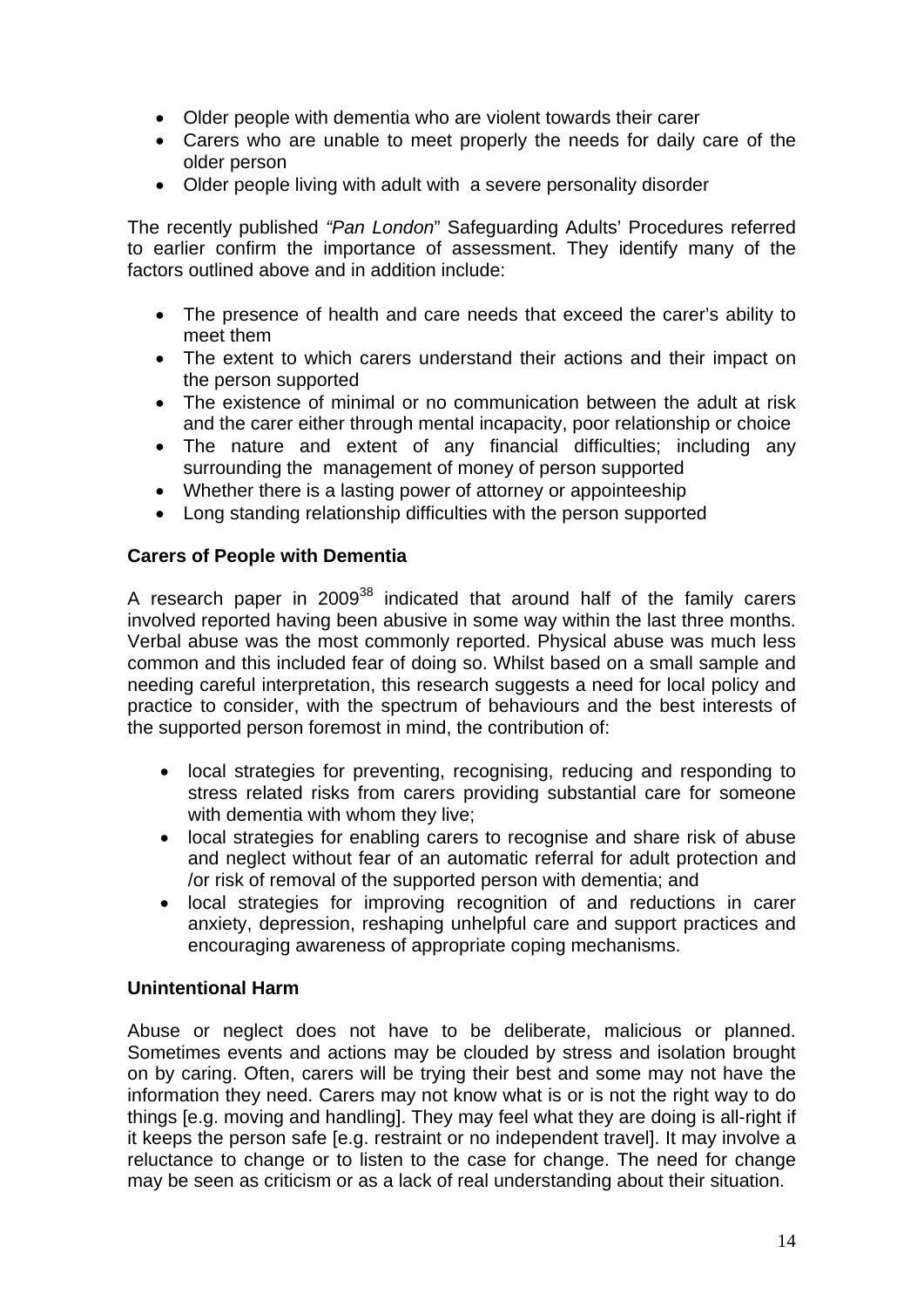- Older people with dementia who are violent towards their carer
- Carers who are unable to meet properly the needs for daily care of the older person
- Older people living with adult with a severe personality disorder

The recently published *"Pan London*" Safeguarding Adults' Procedures referred to earlier confirm the importance of assessment. They identify many of the factors outlined above and in addition include:

- The presence of health and care needs that exceed the carer's ability to meet them
- The extent to which carers understand their actions and their impact on the person supported
- The existence of minimal or no communication between the adult at risk and the carer either through mental incapacity, poor relationship or choice
- The nature and extent of any financial difficulties; including any surrounding the management of money of person supported
- Whether there is a lasting power of attorney or appointeeship
- Long standing relationship difficulties with the person supported

**Carers of People with Dementia**

A research paper in 2009[38] indicated that around half of the family carers involved reported having been abusive in some way within the last three months. Verbal abuse was the most commonly reported. Physical abuse was much less common and this included fear of doing so. Whilst based on a small sample and needing careful interpretation, this research suggests a need for local policy and practice to consider, with the spectrum of behaviours and the best interests of the supported person foremost in mind, the contribution of:

- local strategies for preventing, recognising, reducing and responding to stress related risks from carers providing substantial care for someone with dementia with whom they live;
- local strategies for enabling carers to recognise and share risk of abuse and neglect without fear of an automatic referral for adult protection and /or risk of removal of the supported person with dementia; and
- local strategies for improving recognition of and reductions in carer anxiety, depression, reshaping unhelpful care and support practices and encouraging awareness of appropriate coping mechanisms.

**Unintentional Harm**

Abuse or neglect does not have to be deliberate, malicious or planned. Sometimes events and actions may be clouded by stress and isolation brought on by caring. Often, carers will be trying their best and some may not have the information they need. Carers may not know what is or is not the right way to do things [e.g. moving and handling]. They may feel what they are doing is all-right if it keeps the person safe [e.g. restraint or no independent travel]. It may involve a reluctance to change or to listen to the case for change. The need for change may be seen as criticism or as a lack of real understanding about their situation.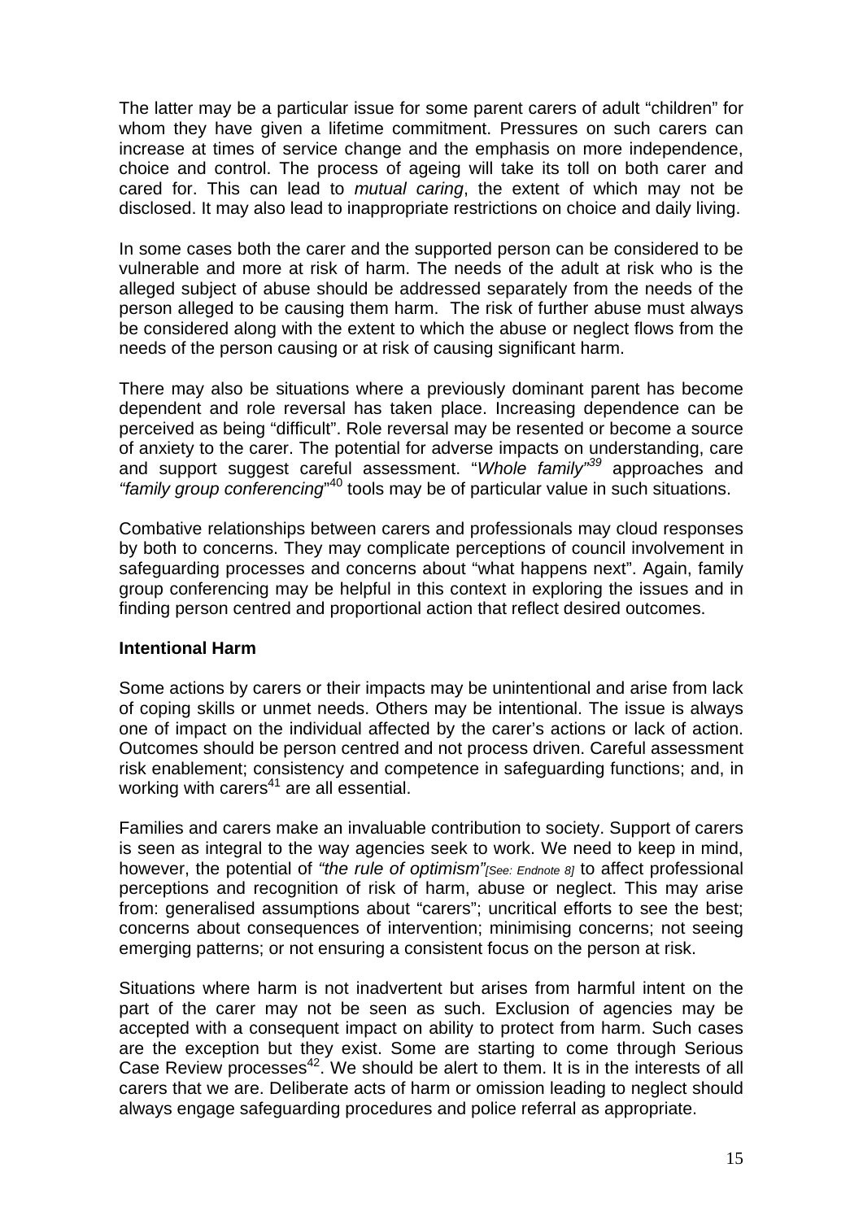The latter may be a particular issue for some parent carers of adult "children" for whom they have given a lifetime commitment. Pressures on such carers can increase at times of service change and the emphasis on more independence, choice and control. The process of ageing will take its toll on both carer and cared for. This can lead to *mutual caring*, the extent of which may not be disclosed. It may also lead to inappropriate restrictions on choice and daily living.

In some cases both the carer and the supported person can be considered to be vulnerable and more at risk of harm. The needs of the adult at risk who is the alleged subject of abuse should be addressed separately from the needs of the person alleged to be causing them harm. The risk of further abuse must always be considered along with the extent to which the abuse or neglect flows from the needs of the person causing or at risk of causing significant harm.

There may also be situations where a previously dominant parent has become dependent and role reversal has taken place. Increasing dependence can be perceived as being "difficult". Role reversal may be resented or become a source of anxiety to the carer. The potential for adverse impacts on understanding, care and support suggest careful assessment. "*Whole family*"[39] approaches and *"family group conferencing*"[40] tools may be of particular value in such situations.

Combative relationships between carers and professionals may cloud responses by both to concerns. They may complicate perceptions of council involvement in safeguarding processes and concerns about "what happens next". Again, family group conferencing may be helpful in this context in exploring the issues and in finding person centred and proportional action that reflect desired outcomes.

**Intentional Harm**

Some actions by carers or their impacts may be unintentional and arise from lack of coping skills or unmet needs. Others may be intentional. The issue is always one of impact on the individual affected by the carer's actions or lack of action. Outcomes should be person centred and not process driven. Careful assessment risk enablement; consistency and competence in safeguarding functions; and, in working with carers[41] are all essential.

Families and carers make an invaluable contribution to society. Support of carers is seen as integral to the way agencies seek to work. We need to keep in mind, however, the potential of *"the rule of optimism"*[See: Endnote 8] to affect professional perceptions and recognition of risk of harm, abuse or neglect. This may arise from: generalised assumptions about "carers"; uncritical efforts to see the best; concerns about consequences of intervention; minimising concerns; not seeing emerging patterns; or not ensuring a consistent focus on the person at risk.

Situations where harm is not inadvertent but arises from harmful intent on the part of the carer may not be seen as such. Exclusion of agencies may be accepted with a consequent impact on ability to protect from harm. Such cases are the exception but they exist. Some are starting to come through Serious Case Review processes[42]. We should be alert to them. It is in the interests of all carers that we are. Deliberate acts of harm or omission leading to neglect should always engage safeguarding procedures and police referral as appropriate.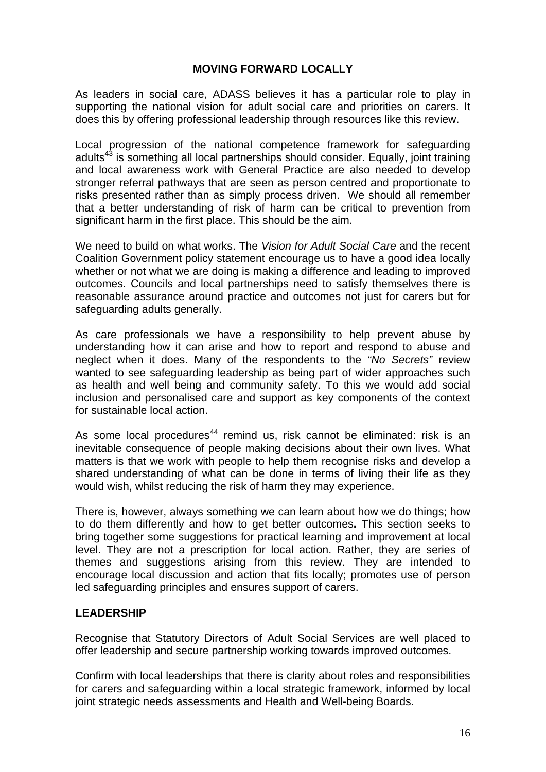## MOVING FORWARD LOCALLY

As leaders in social care, ADASS believes it has a particular role to play in supporting the national vision for adult social care and priorities on carers. It does this by offering professional leadership through resources like this review.

Local progression of the national competence framework for safeguarding adults[43] is something all local partnerships should consider. Equally, joint training and local awareness work with General Practice are also needed to develop stronger referral pathways that are seen as person centred and proportionate to risks presented rather than as simply process driven. We should all remember that a better understanding of risk of harm can be critical to prevention from significant harm in the first place. This should be the aim.

We need to build on what works. The *Vision for Adult Social Care* and the recent Coalition Government policy statement encourage us to have a good idea locally whether or not what we are doing is making a difference and leading to improved outcomes. Councils and local partnerships need to satisfy themselves there is reasonable assurance around practice and outcomes not just for carers but for safeguarding adults generally.

As care professionals we have a responsibility to help prevent abuse by understanding how it can arise and how to report and respond to abuse and neglect when it does. Many of the respondents to the *"No Secrets"* review wanted to see safeguarding leadership as being part of wider approaches such as health and well being and community safety. To this we would add social inclusion and personalised care and support as key components of the context for sustainable local action.

As some local procedures[44] remind us, risk cannot be eliminated: risk is an inevitable consequence of people making decisions about their own lives. What matters is that we work with people to help them recognise risks and develop a shared understanding of what can be done in terms of living their life as they would wish, whilst reducing the risk of harm they may experience.

There is, however, always something we can learn about how we do things; how to do them differently and how to get better outcomes**.** This section seeks to bring together some suggestions for practical learning and improvement at local level. They are not a prescription for local action. Rather, they are series of themes and suggestions arising from this review. They are intended to encourage local discussion and action that fits locally; promotes use of person led safeguarding principles and ensures support of carers.

### LEADERSHIP

Recognise that Statutory Directors of Adult Social Services are well placed to offer leadership and secure partnership working towards improved outcomes.

Confirm with local leaderships that there is clarity about roles and responsibilities for carers and safeguarding within a local strategic framework, informed by local joint strategic needs assessments and Health and Well-being Boards.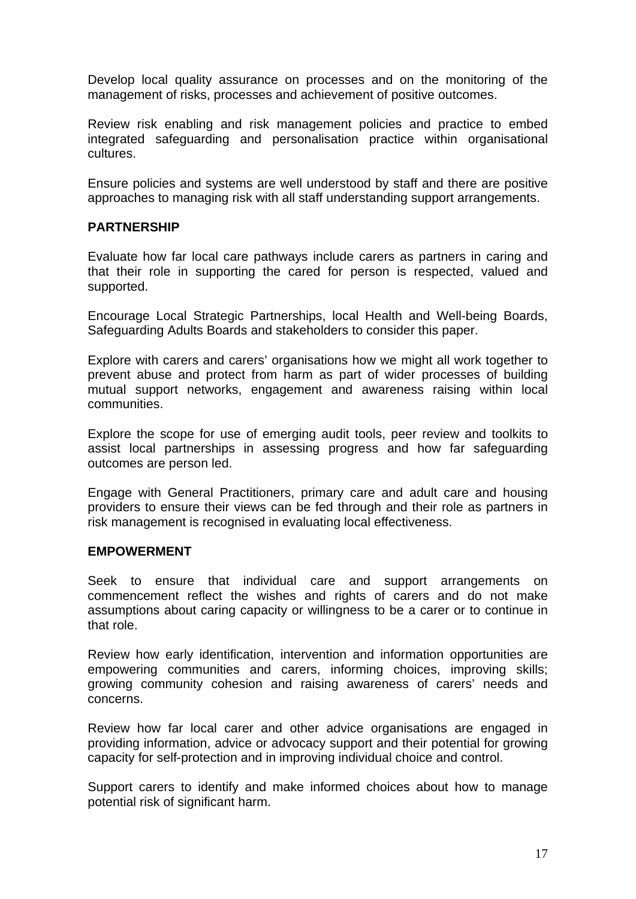Develop local quality assurance on processes and on the monitoring of the management of risks, processes and achievement of positive outcomes.

Review risk enabling and risk management policies and practice to embed integrated safeguarding and personalisation practice within organisational cultures.

Ensure policies and systems are well understood by staff and there are positive approaches to managing risk with all staff understanding support arrangements.

**PARTNERSHIP**

Evaluate how far local care pathways include carers as partners in caring and that their role in supporting the cared for person is respected, valued and supported.

Encourage Local Strategic Partnerships, local Health and Well-being Boards, Safeguarding Adults Boards and stakeholders to consider this paper.

Explore with carers and carers' organisations how we might all work together to prevent abuse and protect from harm as part of wider processes of building mutual support networks, engagement and awareness raising within local communities.

Explore the scope for use of emerging audit tools, peer review and toolkits to assist local partnerships in assessing progress and how far safeguarding outcomes are person led.

Engage with General Practitioners, primary care and adult care and housing providers to ensure their views can be fed through and their role as partners in risk management is recognised in evaluating local effectiveness.

**EMPOWERMENT**

Seek to ensure that individual care and support arrangements on commencement reflect the wishes and rights of carers and do not make assumptions about caring capacity or willingness to be a carer or to continue in that role.

Review how early identification, intervention and information opportunities are empowering communities and carers, informing choices, improving skills; growing community cohesion and raising awareness of carers' needs and concerns.

Review how far local carer and other advice organisations are engaged in providing information, advice or advocacy support and their potential for growing capacity for self-protection and in improving individual choice and control.

Support carers to identify and make informed choices about how to manage potential risk of significant harm.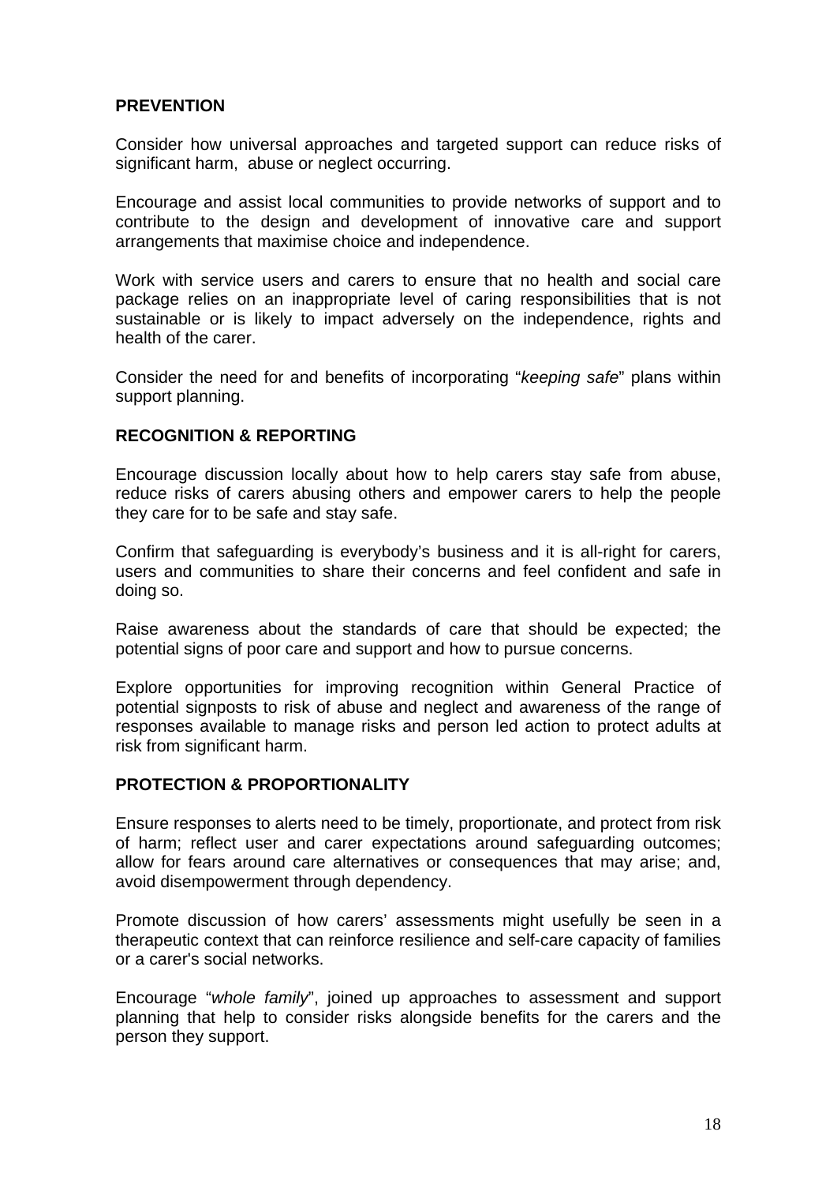**PREVENTION**

Consider how universal approaches and targeted support can reduce risks of significant harm, abuse or neglect occurring.

Encourage and assist local communities to provide networks of support and to contribute to the design and development of innovative care and support arrangements that maximise choice and independence.

Work with service users and carers to ensure that no health and social care package relies on an inappropriate level of caring responsibilities that is not sustainable or is likely to impact adversely on the independence, rights and health of the carer.

Consider the need for and benefits of incorporating "*keeping safe*" plans within support planning.

**RECOGNITION & REPORTING**

Encourage discussion locally about how to help carers stay safe from abuse, reduce risks of carers abusing others and empower carers to help the people they care for to be safe and stay safe.

Confirm that safeguarding is everybody's business and it is all-right for carers, users and communities to share their concerns and feel confident and safe in doing so.

Raise awareness about the standards of care that should be expected; the potential signs of poor care and support and how to pursue concerns.

Explore opportunities for improving recognition within General Practice of potential signposts to risk of abuse and neglect and awareness of the range of responses available to manage risks and person led action to protect adults at risk from significant harm.

**PROTECTION & PROPORTIONALITY**

Ensure responses to alerts need to be timely, proportionate, and protect from risk of harm; reflect user and carer expectations around safeguarding outcomes; allow for fears around care alternatives or consequences that may arise; and, avoid disempowerment through dependency.

Promote discussion of how carers' assessments might usefully be seen in a therapeutic context that can reinforce resilience and self-care capacity of families or a carer's social networks.

Encourage "*whole family*", joined up approaches to assessment and support planning that help to consider risks alongside benefits for the carers and the person they support.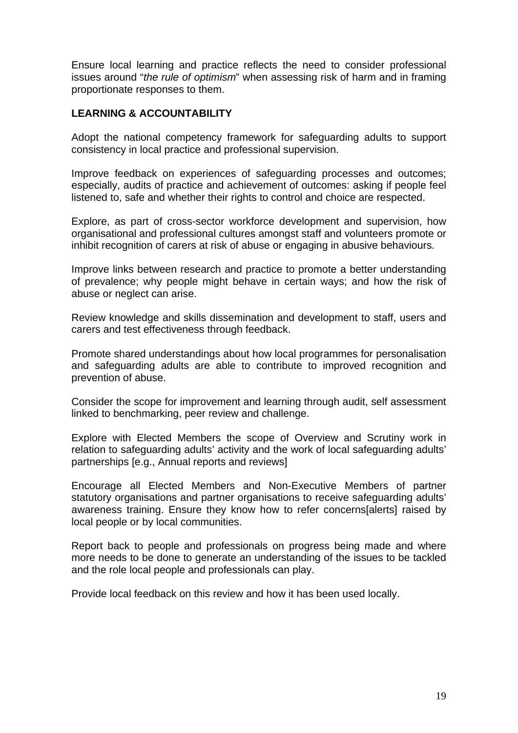Ensure local learning and practice reflects the need to consider professional issues around "*the rule of optimism*" when assessing risk of harm and in framing proportionate responses to them.

**LEARNING & ACCOUNTABILITY**

Adopt the national competency framework for safeguarding adults to support consistency in local practice and professional supervision.

Improve feedback on experiences of safeguarding processes and outcomes; especially, audits of practice and achievement of outcomes: asking if people feel listened to, safe and whether their rights to control and choice are respected.

Explore, as part of cross-sector workforce development and supervision, how organisational and professional cultures amongst staff and volunteers promote or inhibit recognition of carers at risk of abuse or engaging in abusive behaviours.

Improve links between research and practice to promote a better understanding of prevalence; why people might behave in certain ways; and how the risk of abuse or neglect can arise.

Review knowledge and skills dissemination and development to staff, users and carers and test effectiveness through feedback.

Promote shared understandings about how local programmes for personalisation and safeguarding adults are able to contribute to improved recognition and prevention of abuse.

Consider the scope for improvement and learning through audit, self assessment linked to benchmarking, peer review and challenge.

Explore with Elected Members the scope of Overview and Scrutiny work in relation to safeguarding adults' activity and the work of local safeguarding adults' partnerships [e.g., Annual reports and reviews]

Encourage all Elected Members and Non-Executive Members of partner statutory organisations and partner organisations to receive safeguarding adults' awareness training. Ensure they know how to refer concerns[alerts] raised by local people or by local communities.

Report back to people and professionals on progress being made and where more needs to be done to generate an understanding of the issues to be tackled and the role local people and professionals can play.

Provide local feedback on this review and how it has been used locally.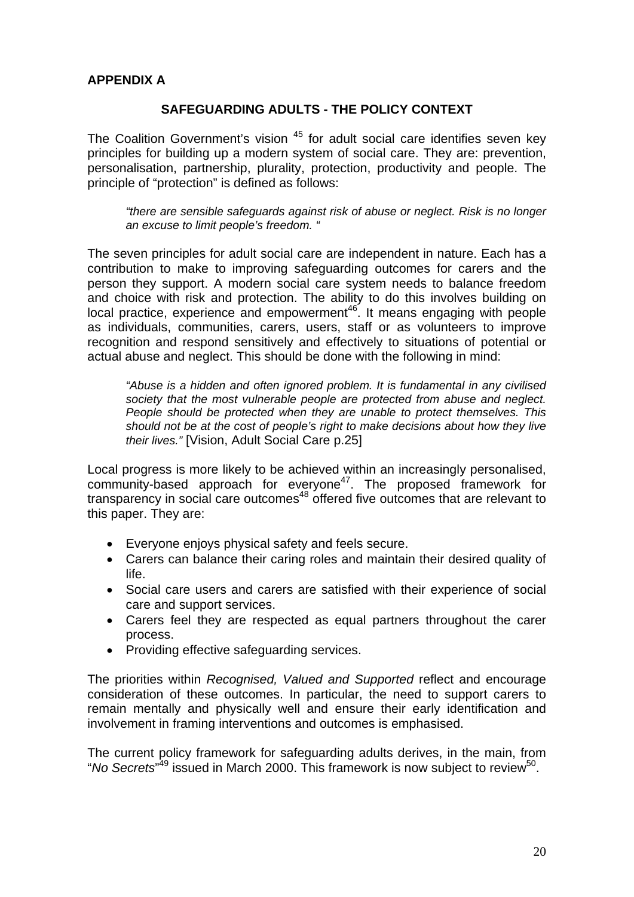## APPENDIX A

### SAFEGUARDING ADULTS - THE POLICY CONTEXT

The Coalition Government's vision [45] for adult social care identifies seven key principles for building up a modern system of social care. They are: prevention, personalisation, partnership, plurality, protection, productivity and people. The principle of "protection" is defined as follows:

> *"there are sensible safeguards against risk of abuse or neglect. Risk is no longer an excuse to limit people's freedom. "*

The seven principles for adult social care are independent in nature. Each has a contribution to make to improving safeguarding outcomes for carers and the person they support. A modern social care system needs to balance freedom and choice with risk and protection. The ability to do this involves building on local practice, experience and empowerment[46]. It means engaging with people as individuals, communities, carers, users, staff or as volunteers to improve recognition and respond sensitively and effectively to situations of potential or actual abuse and neglect. This should be done with the following in mind:

> *"Abuse is a hidden and often ignored problem. It is fundamental in any civilised society that the most vulnerable people are protected from abuse and neglect. People should be protected when they are unable to protect themselves. This should not be at the cost of people's right to make decisions about how they live their lives."* [Vision, Adult Social Care p.25]

Local progress is more likely to be achieved within an increasingly personalised, community-based approach for everyone[47]. The proposed framework for transparency in social care outcomes[48] offered five outcomes that are relevant to this paper. They are:

- Everyone enjoys physical safety and feels secure.
- Carers can balance their caring roles and maintain their desired quality of life.
- Social care users and carers are satisfied with their experience of social care and support services.
- Carers feel they are respected as equal partners throughout the carer process.
- Providing effective safeguarding services.

The priorities within *Recognised, Valued and Supported* reflect and encourage consideration of these outcomes. In particular, the need to support carers to remain mentally and physically well and ensure their early identification and involvement in framing interventions and outcomes is emphasised.

The current policy framework for safeguarding adults derives, in the main, from "*No Secrets*"[49] issued in March 2000. This framework is now subject to review[50].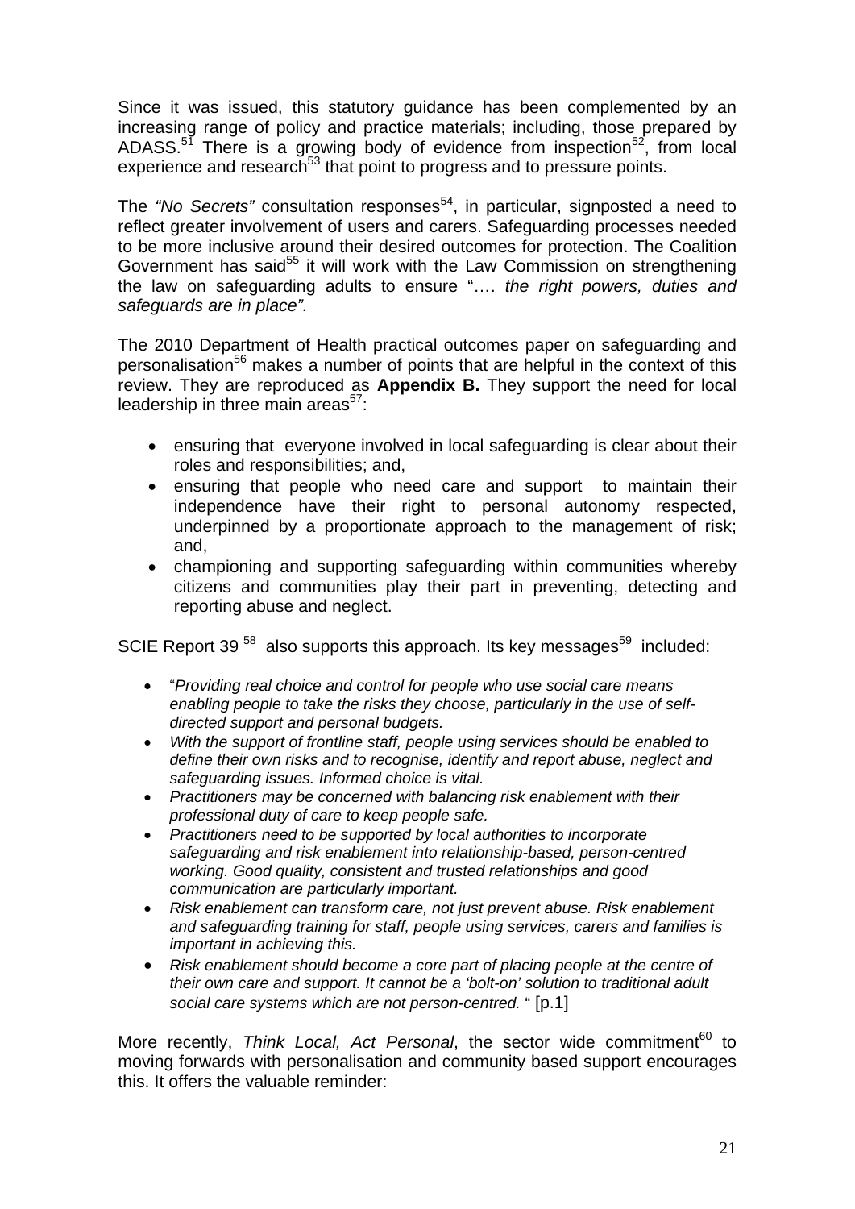Since it was issued, this statutory guidance has been complemented by an increasing range of policy and practice materials; including, those prepared by ADASS.[51] There is a growing body of evidence from inspection[52], from local experience and research[53] that point to progress and to pressure points.

The *"No Secrets"* consultation responses[54], in particular, signposted a need to reflect greater involvement of users and carers. Safeguarding processes needed to be more inclusive around their desired outcomes for protection. The Coalition Government has said[55] it will work with the Law Commission on strengthening the law on safeguarding adults to ensure "…. *the right powers, duties and safeguards are in place".*

The 2010 Department of Health practical outcomes paper on safeguarding and personalisation[56] makes a number of points that are helpful in the context of this review. They are reproduced as **Appendix B.** They support the need for local leadership in three main areas[57]:

- ensuring that everyone involved in local safeguarding is clear about their roles and responsibilities; and,
- ensuring that people who need care and support to maintain their independence have their right to personal autonomy respected, underpinned by a proportionate approach to the management of risk; and,
- championing and supporting safeguarding within communities whereby citizens and communities play their part in preventing, detecting and reporting abuse and neglect.

SCIE Report 39 [58] also supports this approach. Its key messages[59] included:

- "*Providing real choice and control for people who use social care means enabling people to take the risks they choose, particularly in the use of self-directed support and personal budgets.*
- *With the support of frontline staff, people using services should be enabled to define their own risks and to recognise, identify and report abuse, neglect and safeguarding issues. Informed choice is vital.*
- *Practitioners may be concerned with balancing risk enablement with their professional duty of care to keep people safe.*
- *Practitioners need to be supported by local authorities to incorporate safeguarding and risk enablement into relationship-based, person-centred working. Good quality, consistent and trusted relationships and good communication are particularly important.*
- *Risk enablement can transform care, not just prevent abuse. Risk enablement and safeguarding training for staff, people using services, carers and families is important in achieving this.*
- *Risk enablement should become a core part of placing people at the centre of their own care and support. It cannot be a 'bolt-on' solution to traditional adult social care systems which are not person-centred.* " [p.1]

More recently, *Think Local, Act Personal*, the sector wide commitment[60] to moving forwards with personalisation and community based support encourages this. It offers the valuable reminder: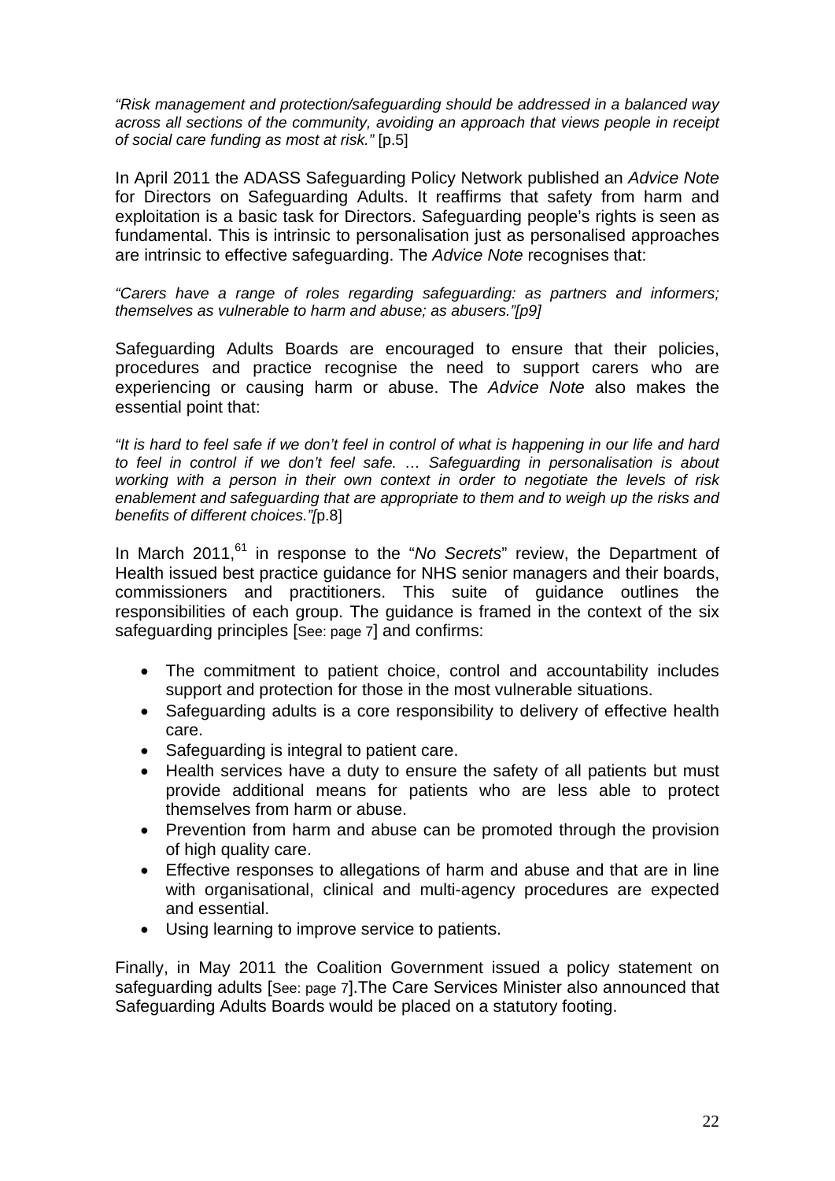*"Risk management and protection/safeguarding should be addressed in a balanced way across all sections of the community, avoiding an approach that views people in receipt of social care funding as most at risk."* [p.5]

In April 2011 the ADASS Safeguarding Policy Network published an *Advice Note* for Directors on Safeguarding Adults. It reaffirms that safety from harm and exploitation is a basic task for Directors. Safeguarding people's rights is seen as fundamental. This is intrinsic to personalisation just as personalised approaches are intrinsic to effective safeguarding. The *Advice Note* recognises that:

*"Carers have a range of roles regarding safeguarding: as partners and informers; themselves as vulnerable to harm and abuse; as abusers."[p9]*

Safeguarding Adults Boards are encouraged to ensure that their policies, procedures and practice recognise the need to support carers who are experiencing or causing harm or abuse. The *Advice Note* also makes the essential point that:

*"It is hard to feel safe if we don't feel in control of what is happening in our life and hard to feel in control if we don't feel safe. … Safeguarding in personalisation is about working with a person in their own context in order to negotiate the levels of risk enablement and safeguarding that are appropriate to them and to weigh up the risks and benefits of different choices."[*p.8]

In March 2011,[61] in response to the "*No Secrets*" review, the Department of Health issued best practice guidance for NHS senior managers and their boards, commissioners and practitioners. This suite of guidance outlines the responsibilities of each group. The guidance is framed in the context of the six safeguarding principles [See: page 7] and confirms:

- The commitment to patient choice, control and accountability includes support and protection for those in the most vulnerable situations.
- Safeguarding adults is a core responsibility to delivery of effective health care.
- Safeguarding is integral to patient care.
- Health services have a duty to ensure the safety of all patients but must provide additional means for patients who are less able to protect themselves from harm or abuse.
- Prevention from harm and abuse can be promoted through the provision of high quality care.
- Effective responses to allegations of harm and abuse and that are in line with organisational, clinical and multi-agency procedures are expected and essential.
- Using learning to improve service to patients.

Finally, in May 2011 the Coalition Government issued a policy statement on safeguarding adults [See: page 7].The Care Services Minister also announced that Safeguarding Adults Boards would be placed on a statutory footing.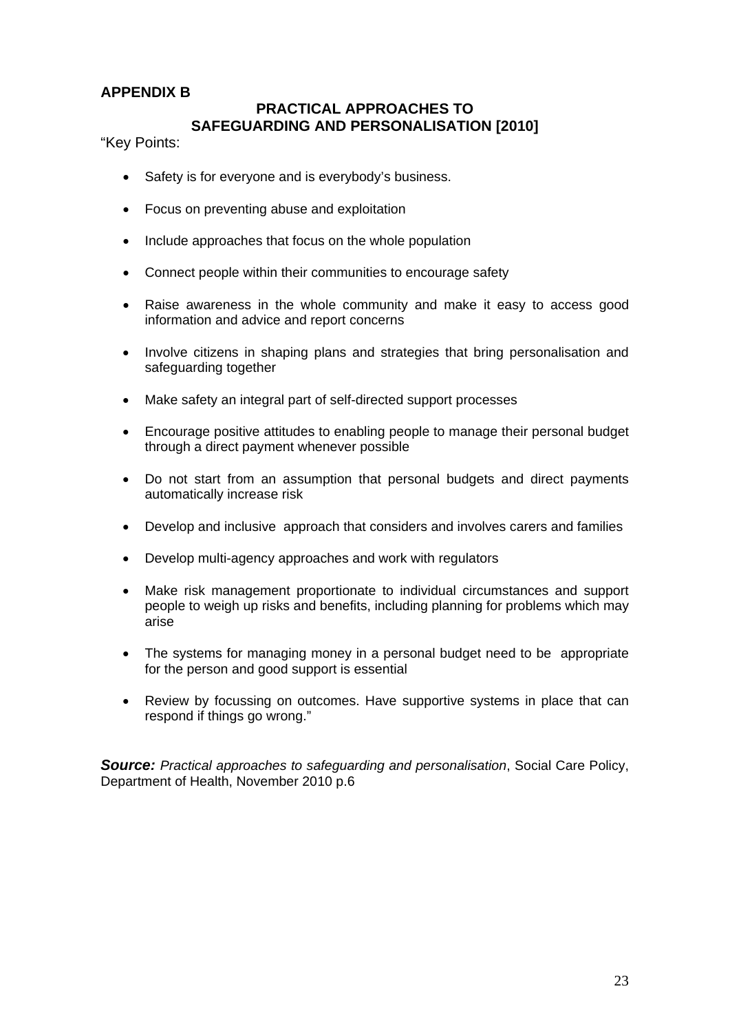## APPENDIX B

### PRACTICAL APPROACHES TO SAFEGUARDING AND PERSONALISATION [2010]

“Key Points:

- Safety is for everyone and is everybody’s business.
- Focus on preventing abuse and exploitation
- Include approaches that focus on the whole population
- Connect people within their communities to encourage safety
- Raise awareness in the whole community and make it easy to access good information and advice and report concerns
- Involve citizens in shaping plans and strategies that bring personalisation and safeguarding together
- Make safety an integral part of self-directed support processes
- Encourage positive attitudes to enabling people to manage their personal budget through a direct payment whenever possible
- Do not start from an assumption that personal budgets and direct payments automatically increase risk
- Develop and inclusive approach that considers and involves carers and families
- Develop multi-agency approaches and work with regulators
- Make risk management proportionate to individual circumstances and support people to weigh up risks and benefits, including planning for problems which may arise
- The systems for managing money in a personal budget need to be appropriate for the person and good support is essential
- Review by focussing on outcomes. Have supportive systems in place that can respond if things go wrong.”

***Source:*** *Practical approaches to safeguarding and personalisation*, Social Care Policy, Department of Health, November 2010 p.6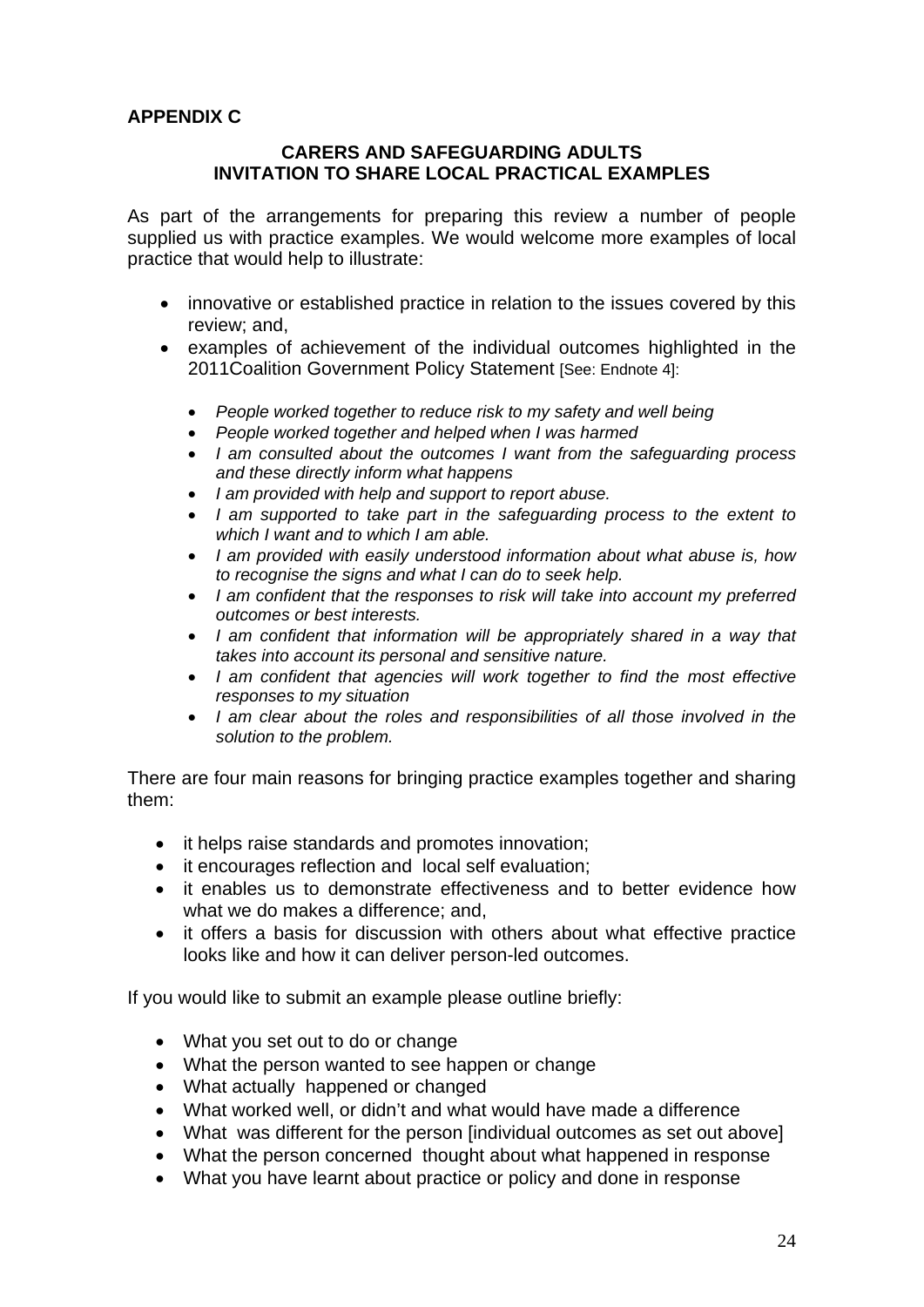**APPENDIX C**

**CARERS AND SAFEGUARDING ADULTS**
**INVITATION TO SHARE LOCAL PRACTICAL EXAMPLES**

As part of the arrangements for preparing this review a number of people supplied us with practice examples. We would welcome more examples of local practice that would help to illustrate:

- innovative or established practice in relation to the issues covered by this review; and,
- examples of achievement of the individual outcomes highlighted in the 2011Coalition Government Policy Statement [See: Endnote 4]:
  - *People worked together to reduce risk to my safety and well being*
  - *People worked together and helped when I was harmed*
  - *I am consulted about the outcomes I want from the safeguarding process and these directly inform what happens*
  - *I am provided with help and support to report abuse.*
  - *I am supported to take part in the safeguarding process to the extent to which I want and to which I am able.*
  - *I am provided with easily understood information about what abuse is, how to recognise the signs and what I can do to seek help.*
  - *I am confident that the responses to risk will take into account my preferred outcomes or best interests.*
  - *I am confident that information will be appropriately shared in a way that takes into account its personal and sensitive nature.*
  - *I am confident that agencies will work together to find the most effective responses to my situation*
  - *I am clear about the roles and responsibilities of all those involved in the solution to the problem.*

There are four main reasons for bringing practice examples together and sharing them:

- it helps raise standards and promotes innovation;
- it encourages reflection and local self evaluation;
- it enables us to demonstrate effectiveness and to better evidence how what we do makes a difference; and,
- it offers a basis for discussion with others about what effective practice looks like and how it can deliver person-led outcomes.

If you would like to submit an example please outline briefly:

- What you set out to do or change
- What the person wanted to see happen or change
- What actually happened or changed
- What worked well, or didn't and what would have made a difference
- What was different for the person [individual outcomes as set out above]
- What the person concerned thought about what happened in response
- What you have learnt about practice or policy and done in response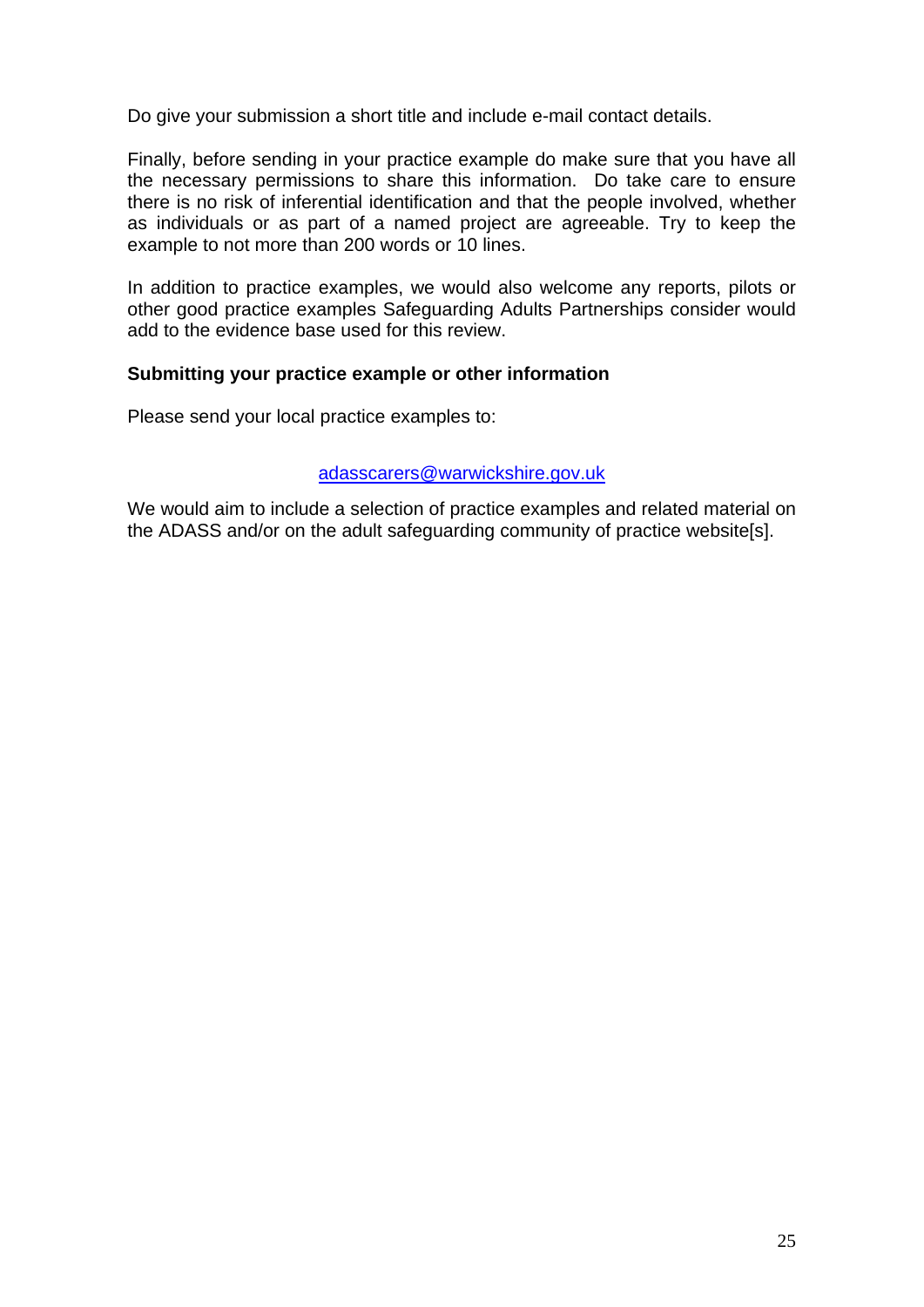Do give your submission a short title and include e-mail contact details.

Finally, before sending in your practice example do make sure that you have all the necessary permissions to share this information. Do take care to ensure there is no risk of inferential identification and that the people involved, whether as individuals or as part of a named project are agreeable. Try to keep the example to not more than 200 words or 10 lines.

In addition to practice examples, we would also welcome any reports, pilots or other good practice examples Safeguarding Adults Partnerships consider would add to the evidence base used for this review.

**Submitting your practice example or other information**

Please send your local practice examples to:

adasscarers@warwickshire.gov.uk

We would aim to include a selection of practice examples and related material on the ADASS and/or on the adult safeguarding community of practice website[s].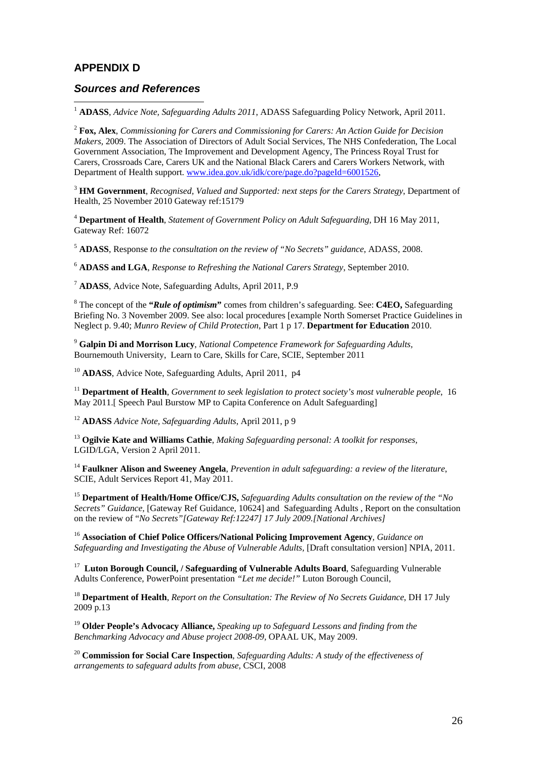## APPENDIX D

### *Sources and References*

[1] **ADASS**, *Advice Note, Safeguarding Adults 2011*, ADASS Safeguarding Policy Network, April 2011.

[2] **Fox, Alex**, *Commissioning for Carers and Commissioning for Carers: An Action Guide for Decision Makers,* 2009. The Association of Directors of Adult Social Services, The NHS Confederation, The Local Government Association, The Improvement and Development Agency, The Princess Royal Trust for Carers, Crossroads Care, Carers UK and the National Black Carers and Carers Workers Network, with Department of Health support. www.idea.gov.uk/idk/core/page.do?pageId=6001526,

[3] **HM Government**, *Recognised, Valued and Supported: next steps for the Carers Strategy*, Department of Health, 25 November 2010 Gateway ref:15179

[4] **Department of Health**, *Statement of Government Policy on Adult Safeguarding*, DH 16 May 2011, Gateway Ref: 16072

[5] **ADASS**, Response *to the consultation on the review of "No Secrets" guidance*, ADASS, 2008.

[6] **ADASS and LGA**, *Response to Refreshing the National Carers Strategy*, September 2010.

[7] **ADASS**, Advice Note, Safeguarding Adults, April 2011, P.9

[8] The concept of the **"*Rule of optimism*"** comes from children's safeguarding. See: **C4EO,** Safeguarding Briefing No. 3 November 2009. See also: local procedures [example North Somerset Practice Guidelines in Neglect p. 9.40; *Munro Review of Child Protection*, Part 1 p 17. **Department for Education** 2010.

[9] **Galpin Di and Morrison Lucy**, *National Competence Framework for Safeguarding Adults,* Bournemouth University, Learn to Care, Skills for Care, SCIE, September 2011

[10] **ADASS**, Advice Note, Safeguarding Adults, April 2011, p4

[11] **Department of Health**, *Government to seek legislation to protect society's most vulnerable people*, 16 May 2011.[ Speech Paul Burstow MP to Capita Conference on Adult Safeguarding]

[12] **ADASS** *Advice Note, Safeguarding Adults*, April 2011, p 9

[13] **Ogilvie Kate and Williams Cathie**, *Making Safeguarding personal: A toolkit for responses,* LGID/LGA, Version 2 April 2011.

[14] **Faulkner Alison and Sweeney Angela**, *Prevention in adult safeguarding: a review of the literature*, SCIE, Adult Services Report 41, May 2011.

[15] **Department of Health/Home Office/CJS,** *Safeguarding Adults consultation on the review of the "No Secrets" Guidance,* [Gateway Ref Guidance, 10624] and Safeguarding Adults , Report on the consultation on the review of "*No Secrets"[Gateway Ref:12247] 17 July 2009.[National Archives]*

[16] **Association of Chief Police Officers/National Policing Improvement Agency**, *Guidance on Safeguarding and Investigating the Abuse of Vulnerable Adults*, [Draft consultation version] NPIA, 2011.

[17] **Luton Borough Council, / Safeguarding of Vulnerable Adults Board**, Safeguarding Vulnerable Adults Conference, PowerPoint presentation *"Let me decide!"* Luton Borough Council,

[18] **Department of Health**, *Report on the Consultation: The Review of No Secrets Guidance*, DH 17 July 2009 p.13

[19] **Older People's Advocacy Alliance,** *Speaking up to Safeguard Lessons and finding from the Benchmarking Advocacy and Abuse project 2008-09,* OPAAL UK, May 2009.

[20] **Commission for Social Care Inspection**, *Safeguarding Adults: A study of the effectiveness of arrangements to safeguard adults from abuse,* CSCI, 2008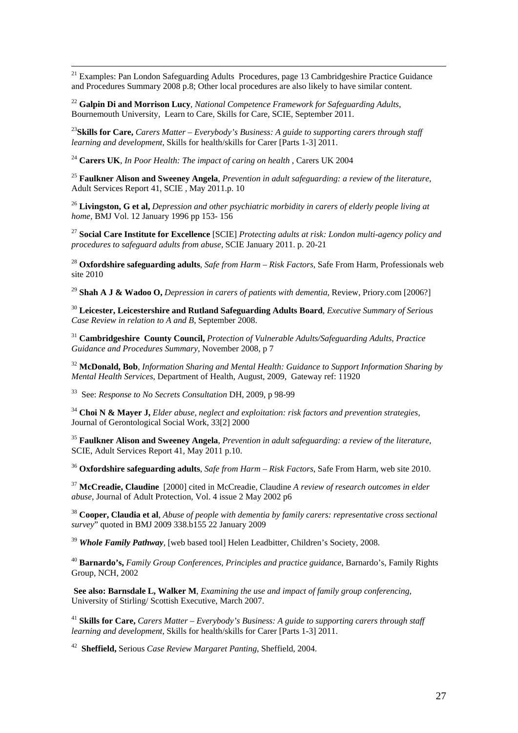[21] Examples: Pan London Safeguarding Adults Procedures, page 13 Cambridgeshire Practice Guidance and Procedures Summary 2008 p.8; Other local procedures are also likely to have similar content.

[22] **Galpin Di and Morrison Lucy**, *National Competence Framework for Safeguarding Adults*, Bournemouth University, Learn to Care, Skills for Care, SCIE, September 2011.

[23] **Skills for Care,** *Carers Matter – Everybody's Business: A guide to supporting carers through staff learning and development*, Skills for health/skills for Carer [Parts 1-3] 2011.

[24] **Carers UK**, *In Poor Health: The impact of caring on health* , Carers UK 2004

[25] **Faulkner Alison and Sweeney Angela**, *Prevention in adult safeguarding: a review of the literature*, Adult Services Report 41, SCIE , May 2011.p. 10

[26] **Livingston, G et al,** *Depression and other psychiatric morbidity in carers of elderly people living at home*, BMJ Vol. 12 January 1996 pp 153- 156

[27] **Social Care Institute for Excellence** [SCIE] *Protecting adults at risk: London multi-agency policy and procedures to safeguard adults from abuse,* SCIE January 2011. p. 20-21

[28] **Oxfordshire safeguarding adults**, *Safe from Harm – Risk Factors*, Safe From Harm, Professionals web site 2010

[29] **Shah A J & Wadoo O,** *Depression in carers of patients with dementia*, Review, Priory.com [2006?]

[30] **Leicester, Leicestershire and Rutland Safeguarding Adults Board**, *Executive Summary of Serious Case Review in relation to A and B*, September 2008.

[31] **Cambridgeshire County Council,** *Protection of Vulnerable Adults/Safeguarding Adults, Practice Guidance and Procedures Summary*, November 2008, p 7

[32] **McDonald, Bob**, *Information Sharing and Mental Health: Guidance to Support Information Sharing by Mental Health Services,* Department of Health, August, 2009, Gateway ref: 11920

[33] See: *Response to No Secrets Consultation* DH, 2009, p 98-99

[34] **Choi N & Mayer J,** *Elder abuse, neglect and exploitation: risk factors and prevention strategies,* Journal of Gerontological Social Work, 33[2] 2000

[35] **Faulkner Alison and Sweeney Angela**, *Prevention in adult safeguarding: a review of the literature*, SCIE, Adult Services Report 41, May 2011 p.10.

[36] **Oxfordshire safeguarding adults**, *Safe from Harm – Risk Factors*, Safe From Harm, web site 2010.

[37] **McCreadie, Claudine** [2000] cited in McCreadie, Claudine *A review of research outcomes in elder abuse*, Journal of Adult Protection, Vol. 4 issue 2 May 2002 p6

[38] **Cooper, Claudia et al**, *Abuse of people with dementia by family carers: representative cross sectional survey*" quoted in BMJ 2009 338.b155 22 January 2009

[39] ***Whole Family Pathway***, [web based tool] Helen Leadbitter, Children's Society, 2008.

[40] **Barnardo's,** *Family Group Conferences, Principles and practice guidance*, Barnardo's, Family Rights Group, NCH, 2002

**See also: Barnsdale L, Walker M**, *Examining the use and impact of family group conferencing,* University of Stirling/ Scottish Executive, March 2007.

[41] **Skills for Care,** *Carers Matter – Everybody's Business: A guide to supporting carers through staff learning and development*, Skills for health/skills for Carer [Parts 1-3] 2011.

[42] **Sheffield,** Serious *Case Review Margaret Panting*, Sheffield, 2004.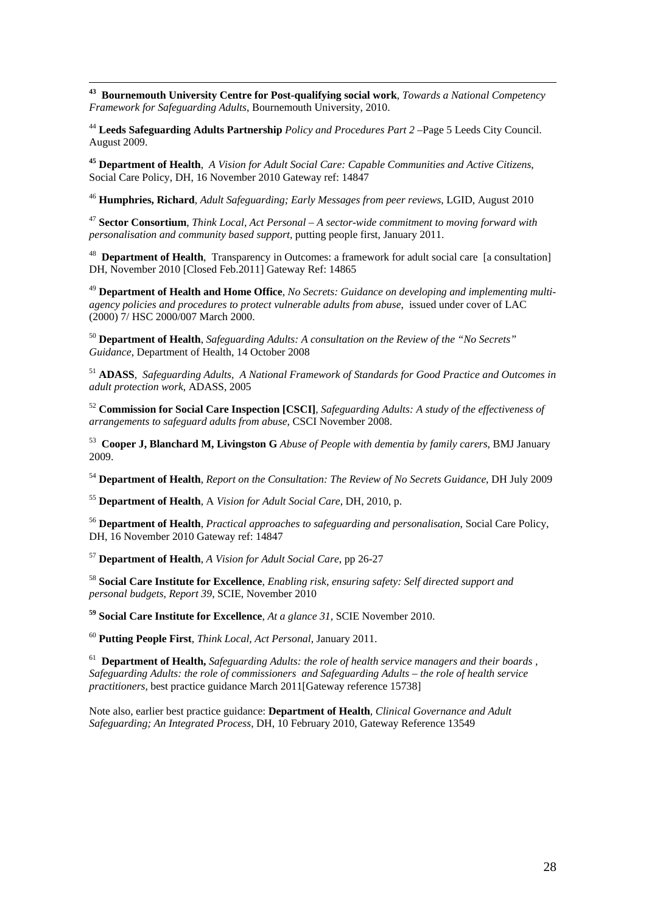[43] **Bournemouth University Centre for Post-qualifying social work**, *Towards a National Competency Framework for Safeguarding Adults*, Bournemouth University, 2010.

[44] **Leeds Safeguarding Adults Partnership** *Policy and Procedures Part 2* –Page 5 Leeds City Council. August 2009.

[45] **Department of Health**, *A Vision for Adult Social Care: Capable Communities and Active Citizens*, Social Care Policy, DH, 16 November 2010 Gateway ref: 14847

[46] **Humphries, Richard**, *Adult Safeguarding; Early Messages from peer reviews*, LGID, August 2010

[47] **Sector Consortium**, *Think Local, Act Personal – A sector-wide commitment to moving forward with personalisation and community based support*, putting people first, January 2011.

[48] **Department of Health**, Transparency in Outcomes: a framework for adult social care [a consultation] DH, November 2010 [Closed Feb.2011] Gateway Ref: 14865

[49] **Department of Health and Home Office**, *No Secrets: Guidance on developing and implementing multi-agency policies and procedures to protect vulnerable adults from abuse*, issued under cover of LAC (2000) 7/ HSC 2000/007 March 2000.

[50] **Department of Health**, *Safeguarding Adults: A consultation on the Review of the "No Secrets" Guidance*, Department of Health, 14 October 2008

[51] **ADASS**, *Safeguarding Adults, A National Framework of Standards for Good Practice and Outcomes in adult protection work*, ADASS, 2005

[52] **Commission for Social Care Inspection [CSCI]**, *Safeguarding Adults: A study of the effectiveness of arrangements to safeguard adults from abuse*, CSCI November 2008.

[53] **Cooper J, Blanchard M, Livingston G** *Abuse of People with dementia by family carers*, BMJ January 2009.

[54] **Department of Health**, *Report on the Consultation: The Review of No Secrets Guidance*, DH July 2009

[55] **Department of Health**, A *Vision for Adult Social Care*, DH, 2010, p.

[56] **Department of Health**, *Practical approaches to safeguarding and personalisation*, Social Care Policy, DH, 16 November 2010 Gateway ref: 14847

[57] **Department of Health**, *A Vision for Adult Social Care*, pp 26-27

[58] **Social Care Institute for Excellence**, *Enabling risk, ensuring safety: Self directed support and personal budgets, Report 39*, SCIE, November 2010

[59] **Social Care Institute for Excellence**, *At a glance 31*, SCIE November 2010.

[60] **Putting People First**, *Think Local, Act Personal*, January 2011.

[61] **Department of Health,** *Safeguarding Adults: the role of health service managers and their boards , Safeguarding Adults: the role of commissioners and Safeguarding Adults – the role of health service practitioners*, best practice guidance March 2011[Gateway reference 15738]

Note also, earlier best practice guidance: **Department of Health**, *Clinical Governance and Adult Safeguarding; An Integrated Process*, DH, 10 February 2010, Gateway Reference 13549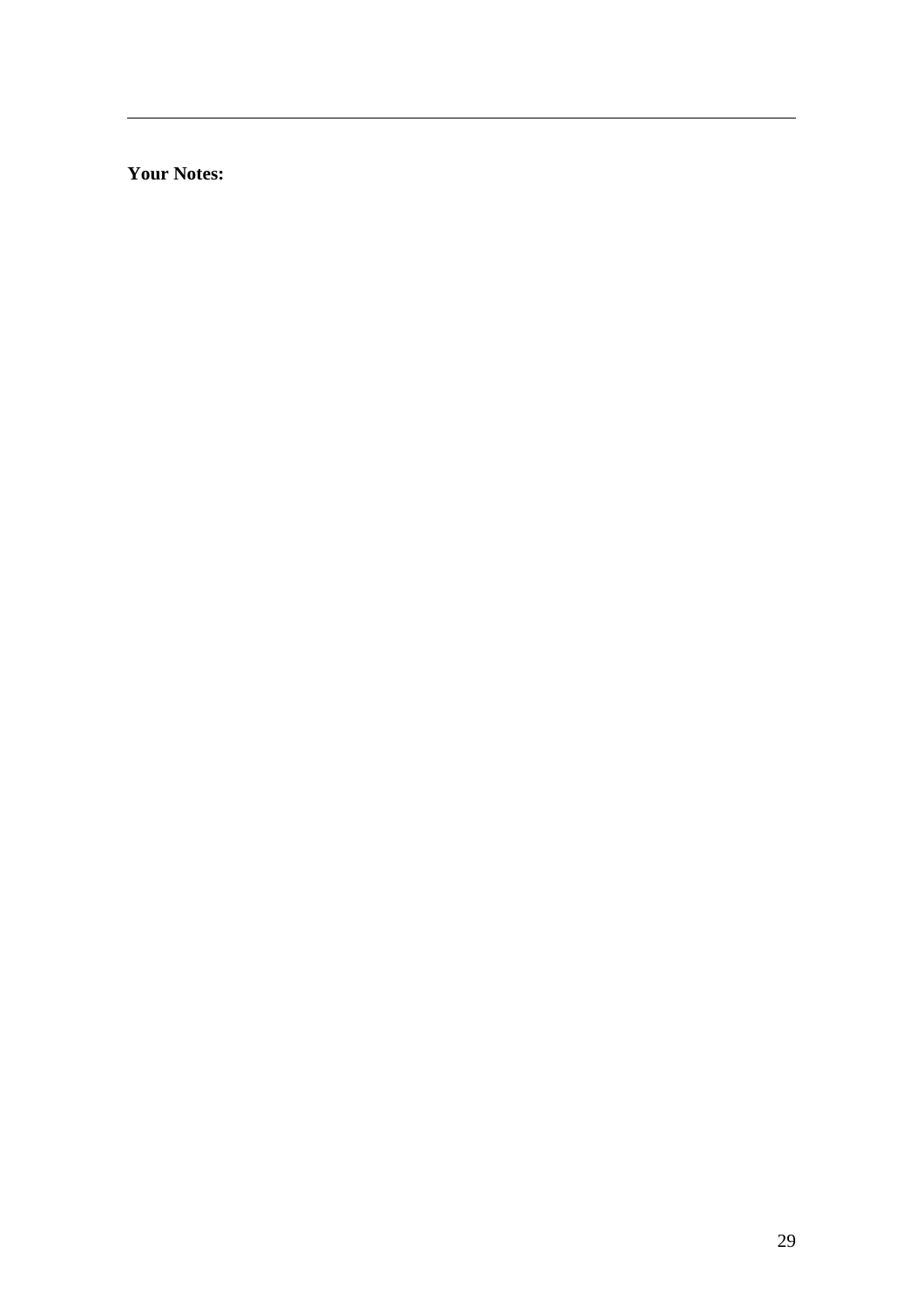**Your Notes:**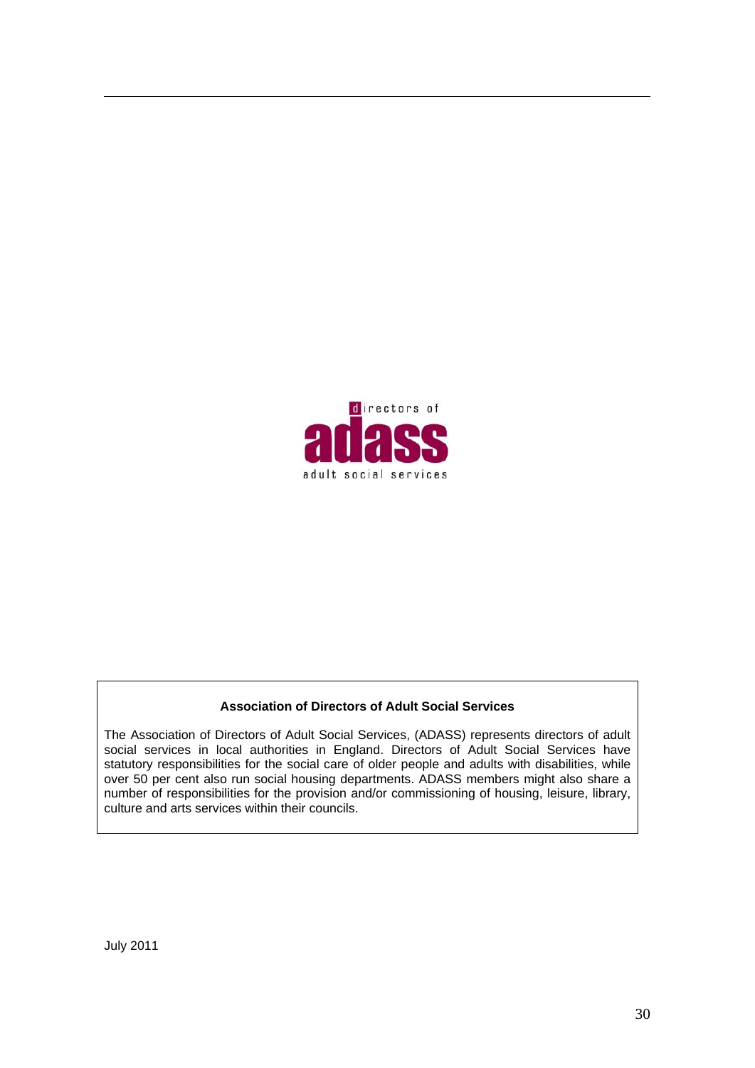directors of
adass
adult social services

**Association of Directors of Adult Social Services**

The Association of Directors of Adult Social Services, (ADASS) represents directors of adult social services in local authorities in England. Directors of Adult Social Services have statutory responsibilities for the social care of older people and adults with disabilities, while over 50 per cent also run social housing departments. ADASS members might also share a number of responsibilities for the provision and/or commissioning of housing, leisure, library, culture and arts services within their councils.

July 2011